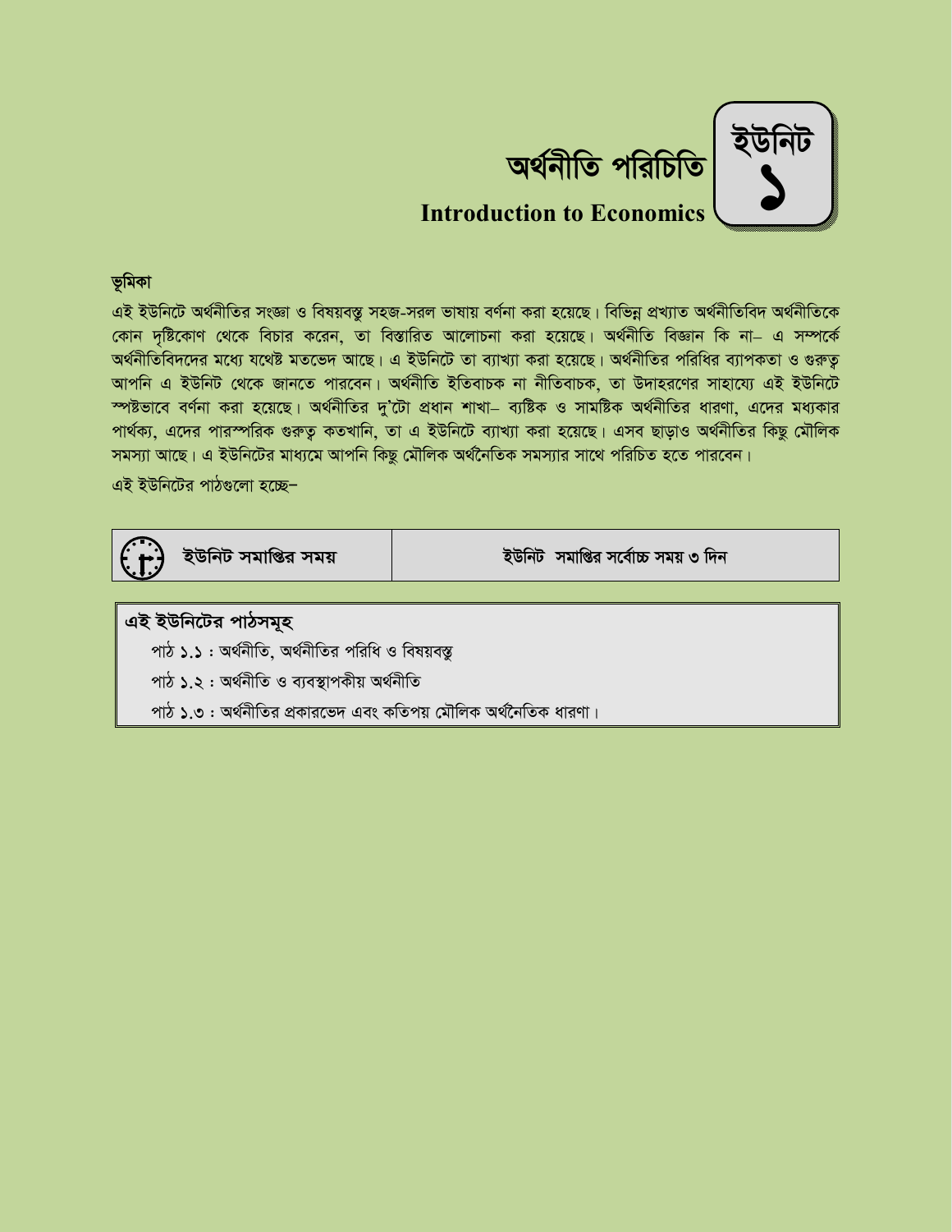# অর্থনীতি পরিচিতি

## Introduction to Economics

**ইউনিট ১**

### ভূমিকা

এই ইউনিটে অর্থনীতির সংজ্ঞা ও বিষয়বস্তু সহজ-সরল ভাষায় বর্ণনা করা হয়েছে। বিভিন্ন প্রখ্যাত অর্থনীতিবিদ অর্থনীতিকে কোন দৃষ্টিকোণ থেকে বিচার করেন, তা বিস্তারিত আলোচনা করা হয়েছে। অর্থনীতি বিজ্ঞান কি না– এ সম্পর্কে অর্থনীতিবিদদের মধ্যে যথেষ্ট মতভেদ আছে। এ ইউনিটে তা ব্যাখ্যা করা হয়েছে। অর্থনীতির পরিধির ব্যাপকতা ও গুরুত্ব আপনি এ ইউনিট থেকে জানতে পারবেন। অর্থনীতি ইতিবাচক না নীতিবাচক, তা উদাহরণের সাহায্যে এই ইউনিটে স্পষ্টভাবে বর্ণনা করা হয়েছে। অর্থনীতির দু'টো প্রধান শাখা– ব্যষ্টিক ও সামষ্টিক অর্থনীতির ধারণা, এদের মধ্যকার পার্থক্য, এদের পারস্পরিক গুরুত্ব কতখানি, তা এ ইউনিটে ব্যাখ্যা করা হয়েছে। এসব ছাড়াও অর্থনীতির কিছু মৌলিক সমস্যা আছে। এ ইউনিটের মাধ্যমে আপনি কিছু মৌলিক অর্থনৈতিক সমস্যার সাথে পরিচিত হতে পারবেন।

এই ইউনিটের পাঠগুলো হচ্ছে–

| ইউনিট সমাপ্তির সময় | ইউনিট সমাপ্তির সর্বোচ্চ সময় ৩ দিন |
|---|---|

**এই ইউনিটের পাঠসমূহ**

- পাঠ ১.১ : অর্থনীতি, অর্থনীতির পরিধি ও বিষয়বস্তু
- পাঠ ১.২ : অর্থনীতি ও ব্যবস্থাপকীয় অর্থনীতি
- পাঠ ১.৩ : অর্থনীতির প্রকারভেদ এবং কতিপয় মৌলিক অর্থনৈতিক ধারণা।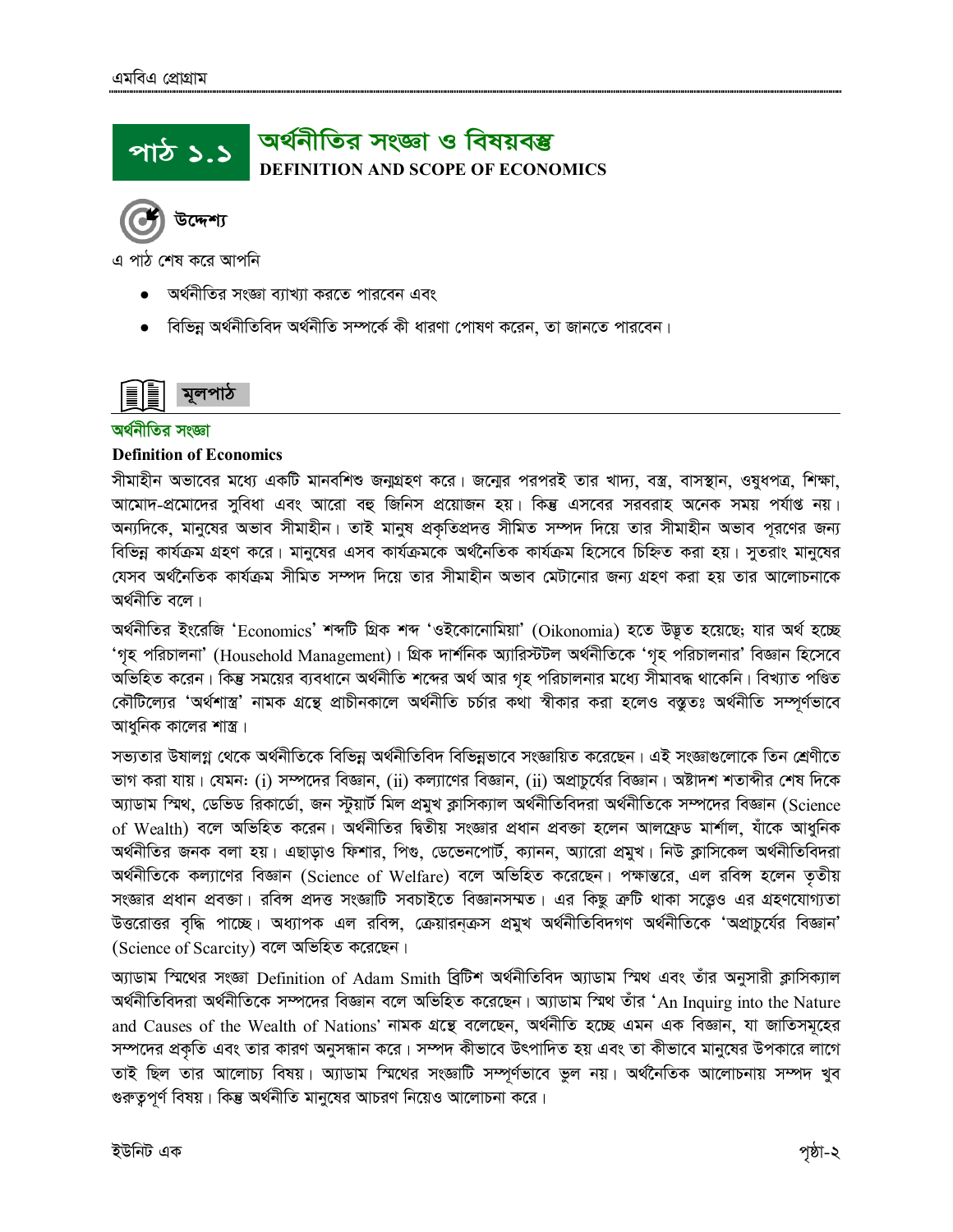# পাঠ ১.১ অর্থনীতির সংজ্ঞা ও বিষয়বস্তু

**DEFINITION AND SCOPE OF ECONOMICS**

## উদ্দেশ্য

এ পাঠ শেষ করে আপনি

- অর্থনীতির সংজ্ঞা ব্যাখ্যা করতে পারবেন এবং
- বিভিন্ন অর্থনীতিবিদ অর্থনীতি সম্পর্কে কী ধারণা পোষণ করেন, তা জানতে পারবেন।

## মূলপাঠ

### অর্থনীতির সংজ্ঞা

**Definition of Economics**

সীমাহীন অভাবের মধ্যে একটি মানবশিশু জন্মগ্রহণ করে। জন্মের পরপরই তার খাদ্য, বস্ত্র, বাসস্থান, ওষুধপত্র, শিক্ষা, আমোদ-প্রমোদের সুবিধা এবং আরো বহু জিনিস প্রয়োজন হয়। কিন্তু এসবের সরবরাহ অনেক সময় পর্যাপ্ত নয়। অন্যদিকে, মানুষের অভাব সীমাহীন। তাই মানুষ প্রকৃতিপ্রদত্ত সীমিত সম্পদ দিয়ে তার সীমাহীন অভাব পূরণের জন্য বিভিন্ন কার্যক্রম গ্রহণ করে। মানুষের এসব কার্যক্রমকে অর্থনৈতিক কার্যক্রম হিসেবে চিহ্নিত করা হয়। সুতরাং মানুষের যেসব অর্থনৈতিক কার্যক্রম সীমিত সম্পদ দিয়ে তার সীমাহীন অভাব মেটানোর জন্য গ্রহণ করা হয় তার আলোচনাকে অর্থনীতি বলে।

অর্থনীতির ইংরেজি 'Economics' শব্দটি গ্রিক শব্দ 'ওইকোনোমিয়া' (Oikonomia) হতে উদ্ভূত হয়েছে; যার অর্থ হচ্ছে 'গৃহ পরিচালনা' (Household Management)। গ্রিক দার্শনিক অ্যারিস্টটল অর্থনীতিকে 'গৃহ পরিচালনার' বিজ্ঞান হিসেবে অভিহিত করেন। কিন্তু সময়ের ব্যবধানে অর্থনীতি শব্দের অর্থ আর গৃহ পরিচালনার মধ্যে সীমাবদ্ধ থাকেনি। বিখ্যাত পণ্ডিত কৌটিল্যের 'অর্থশাস্ত্র' নামক গ্রন্থে প্রাচীনকালে অর্থনীতি চর্চার কথা স্বীকার করা হলেও বস্তুতঃ অর্থনীতি সম্পূর্ণভাবে আধুনিক কালের শাস্ত্র।

সভ্যতার উষালগ্ন থেকে অর্থনীতিকে বিভিন্ন অর্থনীতিবিদ বিভিন্নভাবে সংজ্ঞায়িত করেছেন। এই সংজ্ঞাগুলোকে তিন শ্রেণীতে ভাগ করা যায়। যেমন: (i) সম্পদের বিজ্ঞান, (ii) কল্যাণের বিজ্ঞান, (ii) অপ্রাচুর্যের বিজ্ঞান। অষ্টাদশ শতাব্দীর শেষ দিকে অ্যাডাম স্মিথ, ডেভিড রিকার্ডো, জন স্টুয়ার্ট মিল প্রমুখ ক্লাসিক্যাল অর্থনীতিবিদরা অর্থনীতিকে সম্পদের বিজ্ঞান (Science of Wealth) বলে অভিহিত করেন। অর্থনীতির দ্বিতীয় সংজ্ঞার প্রধান প্রবক্তা হলেন আলফ্রেড মার্শাল, যাঁকে আধুনিক অর্থনীতির জনক বলা হয়। এছাড়াও ফিশার, পিগু, ডেভেনপোর্ট, ক্যানন, অ্যারো প্রমুখ। নিউ ক্লাসিকেল অর্থনীতিবিদরা অর্থনীতিকে কল্যাণের বিজ্ঞান (Science of Welfare) বলে অভিহিত করেছেন। পক্ষান্তরে, এল রবিন্স হলেন তৃতীয় সংজ্ঞার প্রধান প্রবক্তা। রবিন্স প্রদত্ত সংজ্ঞাটি সবচাইতে বিজ্ঞানসম্মত। এর কিছু ত্রুটি থাকা সত্ত্বেও এর গ্রহণযোগ্যতা উত্তরোত্তর বৃদ্ধি পাচ্ছে। অধ্যাপক এল রবিন্স, ক্রেয়ারনক্রস প্রমুখ অর্থনীতিবিদগণ অর্থনীতিকে 'অপ্রাচুর্যের বিজ্ঞান' (Science of Scarcity) বলে অভিহিত করেছেন।

অ্যাডাম স্মিথের সংজ্ঞা Definition of Adam Smith ব্রিটিশ অর্থনীতিবিদ অ্যাডাম স্মিথ এবং তাঁর অনুসারী ক্লাসিক্যাল অর্থনীতিবিদরা অর্থনীতিকে সম্পদের বিজ্ঞান বলে অভিহিত করেছেন। অ্যাডাম স্মিথ তাঁর 'An Inquirg into the Nature and Causes of the Wealth of Nations' নামক গ্রন্থে বলেছেন, অর্থনীতি হচ্ছে এমন এক বিজ্ঞান, যা জাতিসমূহের সম্পদের প্রকৃতি এবং তার কারণ অনুসন্ধান করে। সম্পদ কীভাবে উৎপাদিত হয় এবং তা কীভাবে মানুষের উপকারে লাগে তাই ছিল তার আলোচ্য বিষয়। অ্যাডাম স্মিথের সংজ্ঞাটি সম্পূর্ণভাবে ভুল নয়। অর্থনৈতিক আলোচনায় সম্পদ খুব গুরুত্বপূর্ণ বিষয়। কিন্তু অর্থনীতি মানুষের আচরণ নিয়েও আলোচনা করে।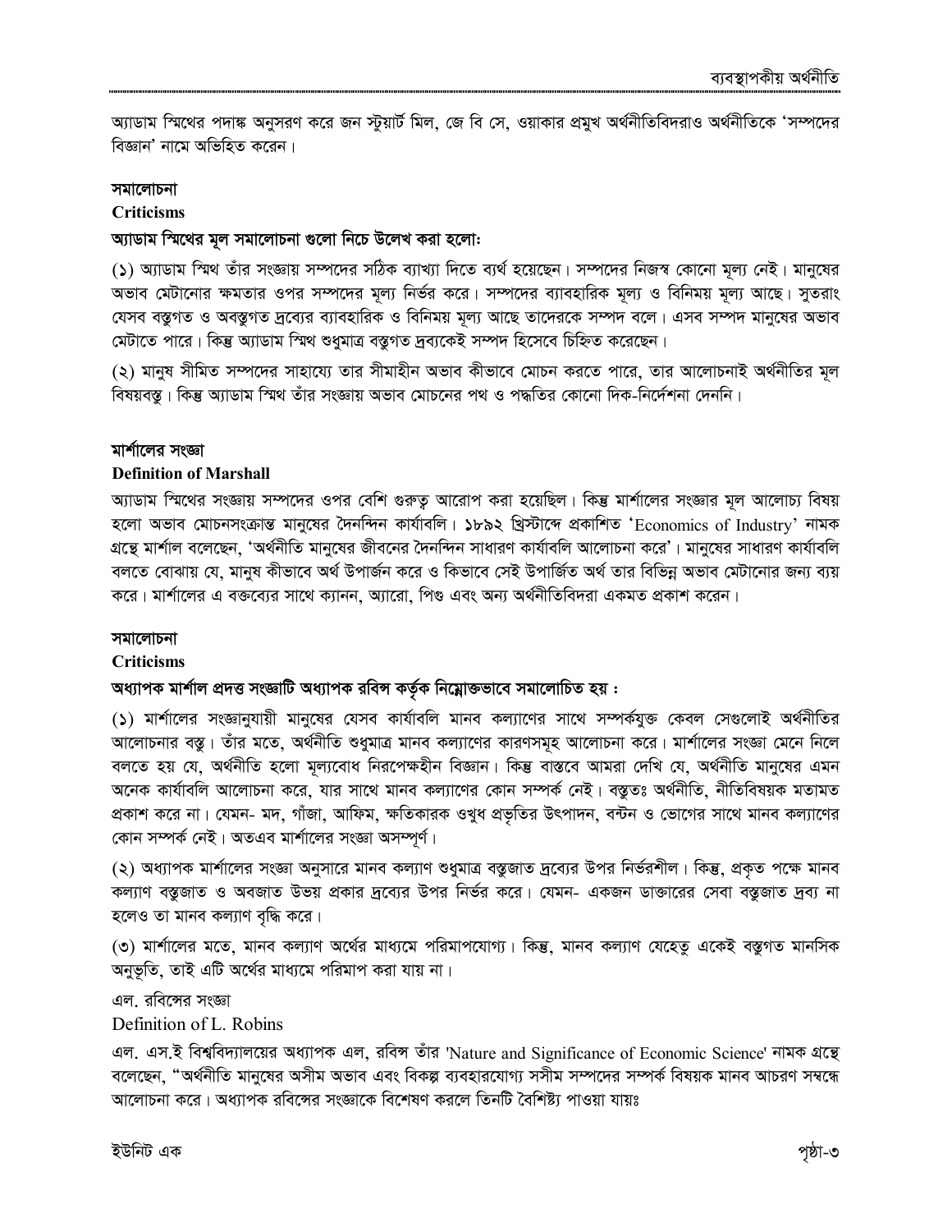অ্যাডাম স্মিথের পদাঙ্ক অনুসরণ করে জন স্টুয়ার্ট মিল, জে বি সে, ওয়াকার প্রমুখ অর্থনীতিবিদরাও অর্থনীতিকে ‘সম্পদের বিজ্ঞান’ নামে অভিহিত করেন।

### সমালোচনা
### Criticisms

**অ্যাডাম স্মিথের মূল সমালোচনা গুলো নিচে উলেখ করা হলোঃ**

(১) অ্যাডাম স্মিথ তাঁর সংজ্ঞায় সম্পদের সঠিক ব্যাখ্যা দিতে ব্যর্থ হয়েছেন। সম্পদের নিজস্ব কোনো মূল্য নেই। মানুষের অভাব মেটানোর ক্ষমতার ওপর সম্পদের মূল্য নির্ভর করে। সম্পদের ব্যাবহারিক মূল্য ও বিনিময় মূল্য আছে। সুতরাং যেসব বস্তুগত ও অবস্তুগত দ্রব্যের ব্যাবহারিক ও বিনিময় মূল্য আছে তাদেরকে সম্পদ বলে। এসব সম্পদ মানুষের অভাব মেটাতে পারে। কিন্তু অ্যাডাম স্মিথ শুধুমাত্র বস্তুগত দ্রব্যকেই সম্পদ হিসেবে চিহ্নিত করেছেন।

(২) মানুষ সীমিত সম্পদের সাহায্যে তার সীমাহীন অভাব কীভাবে মোচন করতে পারে, তার আলোচনাই অর্থনীতির মূল বিষয়বস্তু। কিন্তু অ্যাডাম স্মিথ তাঁর সংজ্ঞায় অভাব মোচনের পথ ও পদ্ধতির কোনো দিক-নির্দেশনা দেননি।

### মার্শালের সংজ্ঞা
### Definition of Marshall

অ্যাডাম স্মিথের সংজ্ঞায় সম্পদের ওপর বেশি গুরুত্ব আরোপ করা হয়েছিল। কিন্তু মার্শালের সংজ্ঞার মূল আলোচ্য বিষয় হলো অভাব মোচনসংক্রান্ত মানুষের দৈনন্দিন কার্যাবলি। ১৮৯২ খ্রিস্টাব্দে প্রকাশিত ‘Economics of Industry’ নামক গ্রন্থে মার্শাল বলেছেন, ‘অর্থনীতি মানুষের জীবনের দৈনন্দিন সাধারণ কার্যাবলি আলোচনা করে’। মানুষের সাধারণ কার্যাবলি বলতে বোঝায় যে, মানুষ কীভাবে অর্থ উপার্জন করে ও কিভাবে সেই উপার্জিত অর্থ তার বিভিন্ন অভাব মেটানোর জন্য ব্যয় করে। মার্শালের এ বক্তব্যের সাথে ক্যানন, অ্যারো, পিগু এবং অন্য অর্থনীতিবিদরা একমত প্রকাশ করেন।

### সমালোচনা
### Criticisms

**অধ্যাপক মার্শাল প্রদত্ত সংজ্ঞাটি অধ্যাপক রবিন্স কর্তৃক নিম্নোক্তভাবে সমালোচিত হয় :**

(১) মার্শালের সংজ্ঞানুযায়ী মানুষের যেসব কার্যাবলি মানব কল্যাণের সাথে সম্পর্কযুক্ত কেবল সেগুলোই অর্থনীতির আলোচনার বস্তু। তাঁর মতে, অর্থনীতি শুধুমাত্র মানব কল্যাণের কারণসমূহ আলোচনা করে। মার্শালের সংজ্ঞা মেনে নিলে বলতে হয় যে, অর্থনীতি হলো মূল্যবোধ নিরপেক্ষহীন বিজ্ঞান। কিন্তু বাস্তবে আমরা দেখি যে, অর্থনীতি মানুষের এমন অনেক কার্যাবলি আলোচনা করে, যার সাথে মানব কল্যাণের কোন সম্পর্ক নেই। বস্তুতঃ অর্থনীতি, নীতিবিষয়ক মতামত প্রকাশ করে না। যেমন- মদ, গাঁজা, আফিম, ক্ষতিকারক ওষুধ প্রভৃতির উৎপাদন, বন্টন ও ভোগের সাথে মানব কল্যাণের কোন সম্পর্ক নেই। অতএব মার্শালের সংজ্ঞা অসম্পূর্ণ।

(২) অধ্যাপক মার্শালের সংজ্ঞা অনুসারে মানব কল্যাণ শুধুমাত্র বস্তুজাত দ্রব্যের উপর নির্ভরশীল। কিন্তু, প্রকৃত পক্ষে মানব কল্যাণ বস্তুজাত ও অবজাত উভয় প্রকার দ্রব্যের উপর নির্ভর করে। যেমন- একজন ডাক্তারের সেবা বস্তুজাত দ্রব্য না হলেও তা মানব কল্যাণ বৃদ্ধি করে।

(৩) মার্শালের মতে, মানব কল্যাণ অর্থের মাধ্যমে পরিমাপযোগ্য। কিন্তু, মানব কল্যাণ যেহেতু একেই বস্তুগত মানসিক অনুভূতি, তাই এটি অর্থের মাধ্যমে পরিমাপ করা যায় না।

### এল. রবিন্সের সংজ্ঞা
### Definition of L. Robins

এল. এস.ই বিশ্ববিদ্যালয়ের অধ্যাপক এল, রবিন্স তাঁর 'Nature and Significance of Economic Science' নামক গ্রন্থে বলেছেন, “অর্থনীতি মানুষের অসীম অভাব এবং বিকল্প ব্যবহারযোগ্য সসীম সম্পদের সম্পর্ক বিষয়ক মানব আচরণ সম্বন্ধে আলোচনা করে। অধ্যাপক রবিন্সের সংজ্ঞাকে বিশেষণ করলে তিনটি বৈশিষ্ট্য পাওয়া যায়ঃ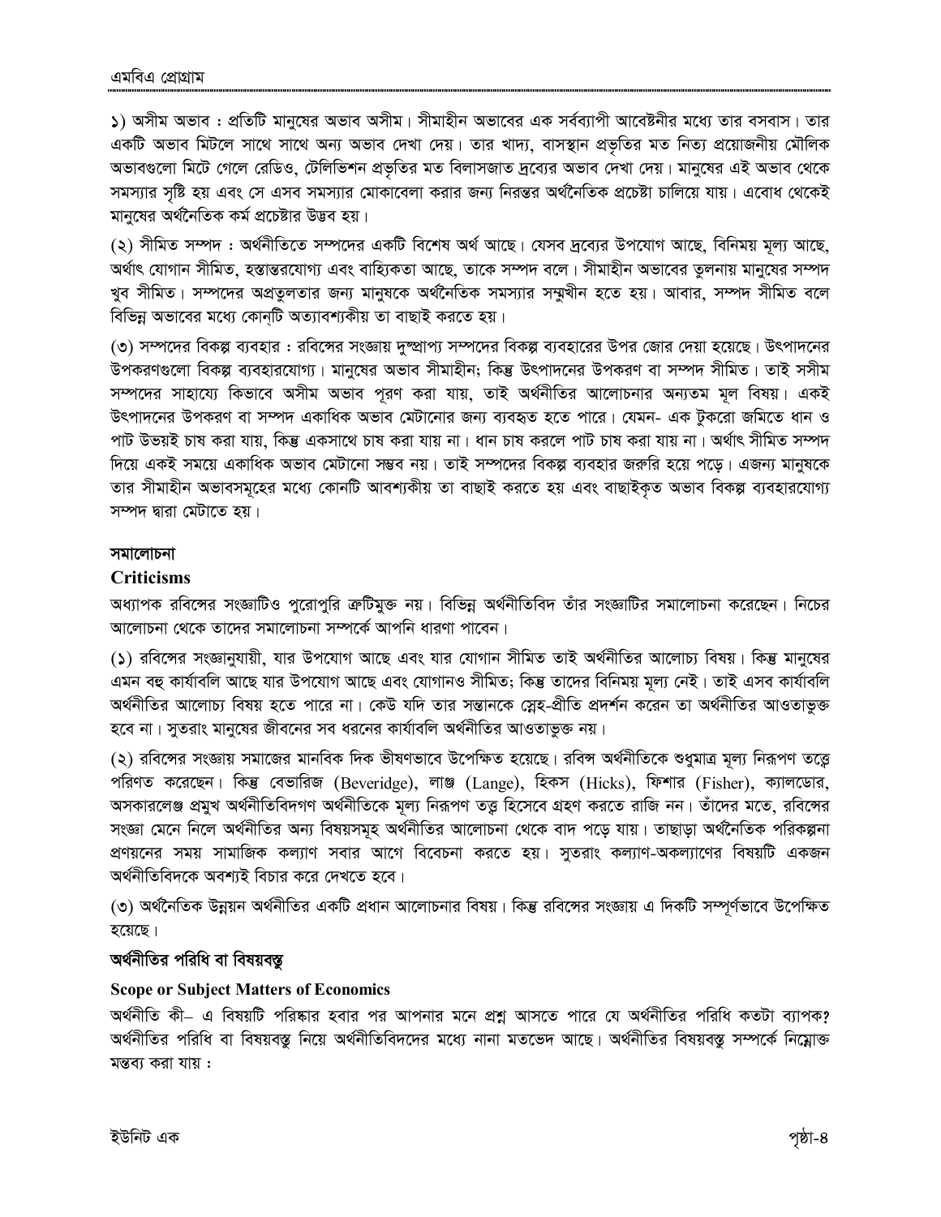১) অসীম অভাব : প্রতিটি মানুষের অভাব অসীম। সীমাহীন অভাবের এক সর্বব্যাপী আবেষ্টনীর মধ্যে তার বসবাস। তার একটি অভাব মিটলে সাথে সাথে অন্য অভাব দেখা দেয়। তার খাদ্য, বাসস্থান প্রভৃতির মত নিত্য প্রয়োজনীয় মৌলিক অভাবগুলো মিটে গেলে রেডিও, টেলিভিশন প্রভৃতির মত বিলাসজাত দ্রব্যের অভাব দেখা দেয়। মানুষের এই অভাব থেকে সমস্যার সৃষ্টি হয় এবং সে এসব সমস্যার মোকাবেলা করার জন্য নিরন্তর অর্থনৈতিক প্রচেষ্টা চালিয়ে যায়। এবোধ থেকেই মানুষের অর্থনৈতিক কর্ম প্রচেষ্টার উদ্ভব হয়।

(২) সীমিত সম্পদ : অর্থনীতিতে সম্পদের একটি বিশেষ অর্থ আছে। যেসব দ্রব্যের উপযোগ আছে, বিনিময় মূল্য আছে, অর্থাৎ যোগান সীমিত, হস্তান্তরযোগ্য এবং বাহ্যিকতা আছে, তাকে সম্পদ বলে। সীমাহীন অভাবের তুলনায় মানুষের সম্পদ খুব সীমিত। সম্পদের অপ্রতুলতার জন্য মানুষকে অর্থনৈতিক সমস্যার সম্মুখীন হতে হয়। আবার, সম্পদ সীমিত বলে বিভিন্ন অভাবের মধ্যে কোন্‌টি অত্যাবশ্যকীয় তা বাছাই করতে হয়।

(৩) সম্পদের বিকল্প ব্যবহার : রবিন্সের সংজ্ঞায় দুষ্প্রাপ্য সম্পদের বিকল্প ব্যবহারের উপর জোর দেয়া হয়েছে। উৎপাদনের উপকরণগুলো বিকল্প ব্যবহারযোগ্য। মানুষের অভাব সীমাহীন; কিন্তু উৎপাদনের উপকরণ বা সম্পদ সীমিত। তাই সসীম সম্পদের সাহায্যে কিভাবে অসীম অভাব পূরণ করা যায়, তাই অর্থনীতির আলোচনার অন্যতম মূল বিষয়। একই উৎপাদনের উপকরণ বা সম্পদ একাধিক অভাব মেটানোর জন্য ব্যবহৃত হতে পারে। যেমন- এক টুকরো জমিতে ধান ও পাট উভয়ই চাষ করা যায়, কিন্তু একসাথে চাষ করা যায় না। ধান চাষ করলে পাট চাষ করা যায় না। অর্থাৎ সীমিত সম্পদ দিয়ে একই সময়ে একাধিক অভাব মেটানো সম্ভব নয়। তাই সম্পদের বিকল্প ব্যবহার জরুরি হয়ে পড়ে। এজন্য মানুষকে তার সীমাহীন অভাবসমূহের মধ্যে কোনটি আবশ্যকীয় তা বাছাই করতে হয় এবং বাছাইকৃত অভাব বিকল্প ব্যবহারযোগ্য সম্পদ দ্বারা মেটাতে হয়।

### সমালোচনা

### Criticisms

অধ্যাপক রবিন্সের সংজ্ঞাটিও পুরোপুরি ত্রুটিমুক্ত নয়। বিভিন্ন অর্থনীতিবিদ তাঁর সংজ্ঞাটির সমালোচনা করেছেন। নিচের আলোচনা থেকে তাদের সমালোচনা সম্পর্কে আপনি ধারণা পাবেন।

(১) রবিন্সের সংজ্ঞানুযায়ী, যার উপযোগ আছে এবং যার যোগান সীমিত তাই অর্থনীতির আলোচ্য বিষয়। কিন্তু মানুষের এমন বহু কার্যাবলি আছে যার উপযোগ আছে এবং যোগানও সীমিত; কিন্তু তাদের বিনিময় মূল্য নেই। তাই এসব কার্যাবলি অর্থনীতির আলোচ্য বিষয় হতে পারে না। কেউ যদি তার সন্তানকে স্নেহ-প্রীতি প্রদর্শন করেন তা অর্থনীতির আওতাভুক্ত হবে না। সুতরাং মানুষের জীবনের সব ধরনের কার্যাবলি অর্থনীতির আওতাভুক্ত নয়।

(২) রবিন্সের সংজ্ঞায় সমাজের মানবিক দিক ভীষণভাবে উপেক্ষিত হয়েছে। রবিন্স অর্থনীতিকে শুধুমাত্র মূল্য নিরূপণ তত্ত্বে পরিণত করেছেন। কিন্তু বেভারিজ (Beveridge), লাঞ্জ (Lange), হিকস (Hicks), ফিশার (Fisher), ক্যালডোর, অসকারলেঞ্জ প্রমুখ অর্থনীতিবিদগণ অর্থনীতিকে মূল্য নিরূপণ তত্ত্ব হিসেবে গ্রহণ করতে রাজি নন। তাঁদের মতে, রবিন্সের সংজ্ঞা মেনে নিলে অর্থনীতির অন্য বিষয়সমূহ অর্থনীতির আলোচনা থেকে বাদ পড়ে যায়। তাছাড়া অর্থনৈতিক পরিকল্পনা প্রণয়নের সময় সামাজিক কল্যাণ সবার আগে বিবেচনা করতে হয়। সুতরাং কল্যাণ-অকল্যাণের বিষয়টি একজন অর্থনীতিবিদকে অবশ্যই বিচার করে দেখতে হবে।

(৩) অর্থনৈতিক উন্নয়ন অর্থনীতির একটি প্রধান আলোচনার বিষয়। কিন্তু রবিন্সের সংজ্ঞায় এ দিকটি সম্পূর্ণভাবে উপেক্ষিত হয়েছে।

### অর্থনীতির পরিধি বা বিষয়বস্তু

### Scope or Subject Matters of Economics

অর্থনীতি কী– এ বিষয়টি পরিষ্কার হবার পর আপনার মনে প্রশ্ন আসতে পারে যে অর্থনীতির পরিধি কতটা ব্যাপক? অর্থনীতির পরিধি বা বিষয়বস্তু নিয়ে অর্থনীতিবিদদের মধ্যে নানা মতভেদ আছে। অর্থনীতির বিষয়বস্তু সম্পর্কে নিম্নোক্ত মন্তব্য করা যায় :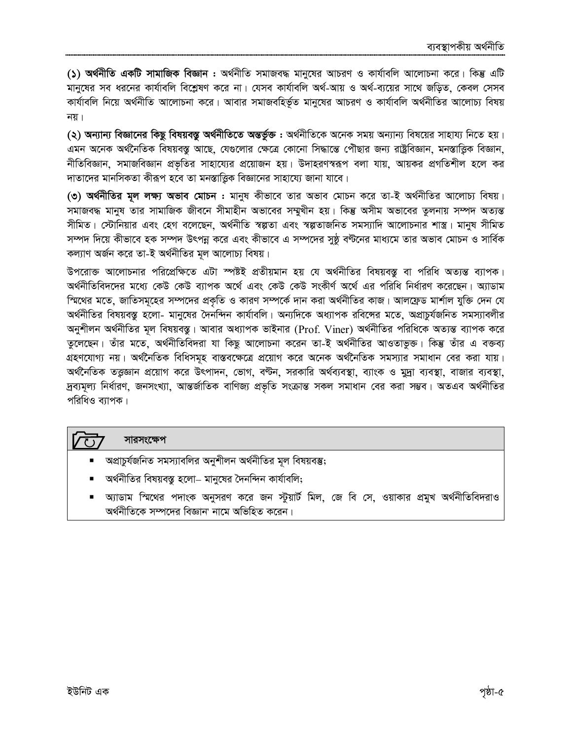**(১) অর্থনীতি একটি সামাজিক বিজ্ঞান :** অর্থনীতি সমাজবদ্ধ মানুষের আচরণ ও কার্যাবলি আলোচনা করে। কিন্তু এটি মানুষের সব ধরনের কার্যাবলি বিশ্লেষণ করে না। যেসব কার্যাবলি অর্থ-আয় ও অর্থ-ব্যয়ের সাথে জড়িত, কেবল সেসব কার্যাবলি নিয়ে অর্থনীতি আলোচনা করে। আবার সমাজবহির্ভূত মানুষের আচরণ ও কার্যাবলি অর্থনীতির আলোচ্য বিষয় নয়।

**(২) অন্যান্য বিজ্ঞানের কিছু বিষয়বস্তু অর্থনীতিতে অন্তর্ভুক্ত :** অর্থনীতিকে অনেক সময় অন্যান্য বিষয়ের সাহায্য নিতে হয়। এমন অনেক অর্থনৈতিক বিষয়বস্তু আছে, যেগুলোর ক্ষেত্রে কোনো সিদ্ধান্তে পৌঁছার জন্য রাষ্ট্রবিজ্ঞান, মনস্তাত্ত্বিক বিজ্ঞান, নীতিবিজ্ঞান, সমাজবিজ্ঞান প্রভৃতির সাহায্যের প্রয়োজন হয়। উদাহরণস্বরূপ বলা যায়, আয়কর প্রগতিশীল হলে কর দাতাদের মানসিকতা কীরূপ হবে তা মনস্তাত্ত্বিক বিজ্ঞানের সাহায্যে জানা যাবে।

**(৩) অর্থনীতির মূল লক্ষ্য অভাব মোচন :** মানুষ কীভাবে তার অভাব মোচন করে তা-ই অর্থনীতির আলোচ্য বিষয়। সমাজবদ্ধ মানুষ তার সামাজিক জীবনে সীমাহীন অভাবের সম্মুখীন হয়। কিন্তু অসীম অভাবের তুলনায় সম্পদ অত্যন্ত সীমিত। স্টোনিয়ার এবং হেগ বলেছেন, অর্থনীতি স্বল্পতা এবং স্বল্পতাজনিত সমস্যাদি আলোচনার শাস্ত্র। মানুষ সীমিত সম্পদ দিয়ে কীভাবে হক সম্পদ উৎপন্ন করে এবং কীভাবে এ সম্পদের সুষ্ঠু বন্টনের মাধ্যমে তার অভাব মোচন ও সার্বিক কল্যাণ অর্জন করে তা-ই অর্থনীতির মূল আলোচ্য বিষয়।

উপরোক্ত আলোচনার পরিপ্রেক্ষিতে এটা স্পষ্টই প্রতীয়মান হয় যে অর্থনীতির বিষয়বস্তু বা পরিধি অত্যন্ত ব্যাপক। অর্থনীতিবিদদের মধ্যে কেউ কেউ ব্যাপক অর্থে এবং কেউ কেউ সংকীর্ণ অর্থে এর পরিধি নির্ধারণ করেছেন। অ্যাডাম স্মিথের মতে, জাতিসমূহের সম্পদের প্রকৃতি ও কারণ সম্পর্কে দান করা অর্থনীতির কাজ। আলফ্রেড মার্শাল যুক্তি দেন যে অর্থনীতির বিষয়বস্তু হলো- মানুষের দৈনন্দিন কার্যাবলি। অন্যদিকে অধ্যাপক রবিন্সের মতে, অপ্রাচুর্যজনিত সমস্যাবলীর অনুশীলন অর্থনীতির মূল বিষয়বস্তু। আবার অধ্যাপক ভাইনার (Prof. Viner) অর্থনীতির পরিধিকে অত্যন্ত ব্যাপক করে তুলেছেন। তাঁর মতে, অর্থনীতিবিদরা যা কিছু আলোচনা করেন তা-ই অর্থনীতির আওতাভুক্ত। কিন্তু তাঁর এ বক্তব্য গ্রহণযোগ্য নয়। অর্থনৈতিক বিধিসমূহ বাস্তবক্ষেত্রে প্রয়োগ করে অনেক অর্থনৈতিক সমস্যার সমাধান বের করা যায়। অর্থনৈতিক তত্ত্বজ্ঞান প্রয়োগ করে উৎপাদন, ভোগ, বন্টন, সরকারি অর্থব্যবস্থা, ব্যাংক ও মুদ্রা ব্যবস্থা, বাজার ব্যবস্থা, দ্রব্যমূল্য নির্ধারণ, জনসংখ্যা, আন্তর্জাতিক বাণিজ্য প্রভৃতি সংক্রান্ত সকল সমাধান বের করা সম্ভব। অতএব অর্থনীতির পরিধিও ব্যাপক।

### সারসংক্ষেপ

- অপ্রাচুর্যজনিত সমস্যাবলির অনুশীলন অর্থনীতির মূল বিষয়বস্তু;
- অর্থনীতির বিষয়বস্তু হলো– মানুষের দৈনন্দিন কার্যাবলি;
- অ্যাডাম স্মিথের পদাংক অনুসরণ করে জন স্টুয়ার্ট মিল, জে বি সে, ওয়াকার প্রমুখ অর্থনীতিবিদরাও অর্থনীতিকে সম্পদের বিজ্ঞান' নামে অভিহিত করেন।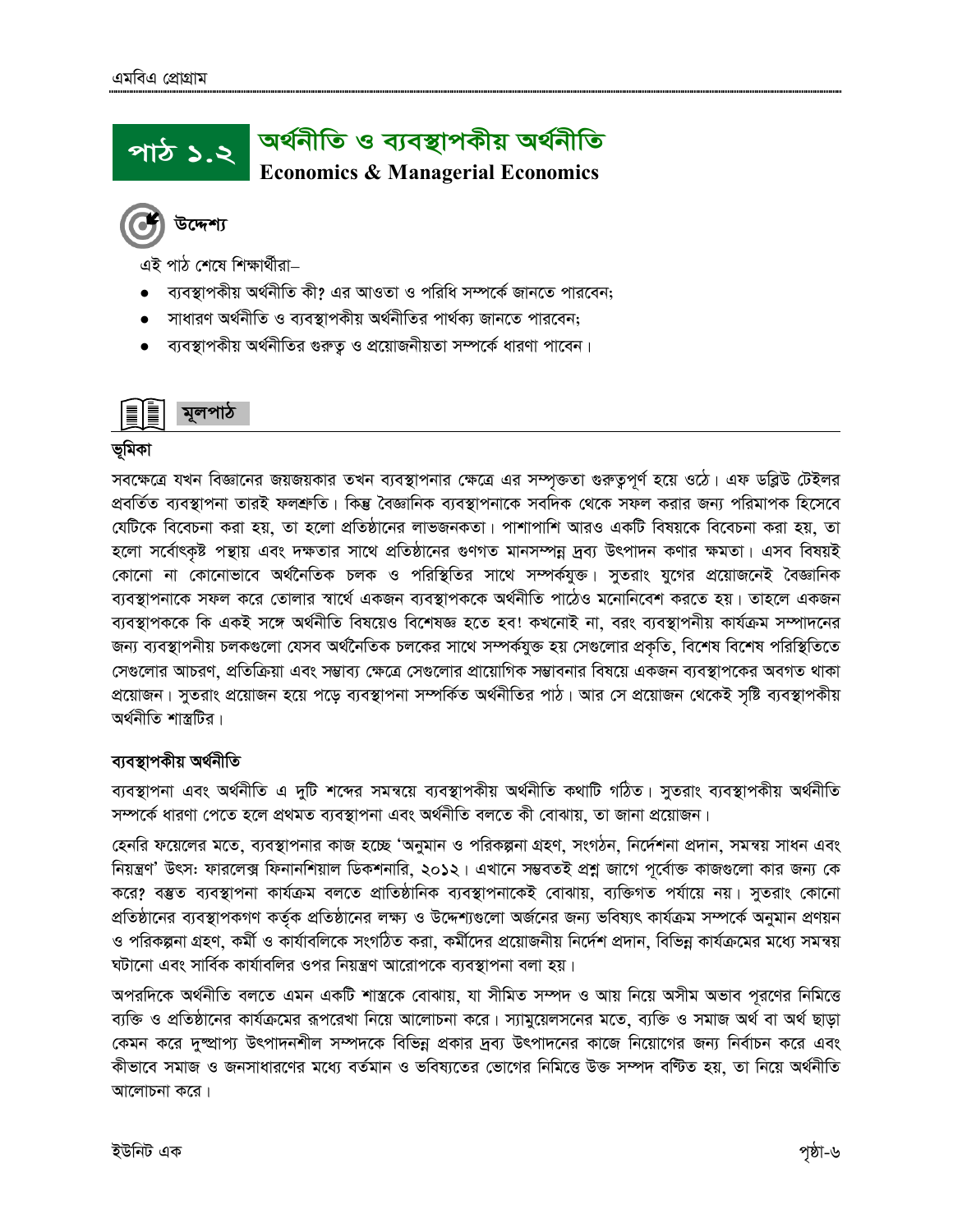# পাঠ ১.২ অর্থনীতি ও ব্যবস্থাপকীয় অর্থনীতি

**Economics & Managerial Economics**

## উদ্দেশ্য

এই পাঠ শেষে শিক্ষার্থীরা–

- ব্যবস্থাপকীয় অর্থনীতি কী? এর আওতা ও পরিধি সম্পর্কে জানতে পারবেন;
- সাধারণ অর্থনীতি ও ব্যবস্থাপকীয় অর্থনীতির পার্থক্য জানতে পারবেন;
- ব্যবস্থাপকীয় অর্থনীতির গুরুত্ব ও প্রয়োজনীয়তা সম্পর্কে ধারণা পাবেন।

## মূলপাঠ

### ভূমিকা

সবক্ষেত্রে যখন বিজ্ঞানের জয়জয়কার তখন ব্যবস্থাপনার ক্ষেত্রে এর সম্পৃক্ততা গুরুত্বপূর্ণ হয়ে ওঠে। এফ ডব্লিউ টেইলর প্রবর্তিত ব্যবস্থাপনা তারই ফলশ্রুতি। কিন্তু বৈজ্ঞানিক ব্যবস্থাপনাকে সবদিক থেকে সফল করার জন্য পরিমাপক হিসেবে যেটিকে বিবেচনা করা হয়, তা হলো প্রতিষ্ঠানের লাভজনকতা। পাশাপাশি আরও একটি বিষয়কে বিবেচনা করা হয়, তা হলো সর্বোৎকৃষ্ট পন্থায় এবং দক্ষতার সাথে প্রতিষ্ঠানের গুণগত মানসম্পন্ন দ্রব্য উৎপাদন কণার ক্ষমতা। এসব বিষয়ই কোনো না কোনোভাবে অর্থনৈতিক চলক ও পরিস্থিতির সাথে সম্পর্কযুক্ত। সুতরাং যুগের প্রয়োজনেই বৈজ্ঞানিক ব্যবস্থাপনাকে সফল করে তোলার স্বার্থে একজন ব্যবস্থাপককে অর্থনীতি পাঠেও মনোনিবেশ করতে হয়। তাহলে একজন ব্যবস্থাপককে কি একই সঙ্গে অর্থনীতি বিষয়েও বিশেষজ্ঞ হতে হবে! কখনোই না, বরং ব্যবস্থাপনীয় কার্যক্রম সম্পাদনের জন্য ব্যবস্থাপনীয় চলকগুলো যেসব অর্থনৈতিক চলকের সাথে সম্পর্কযুক্ত হয় সেগুলোর প্রকৃতি, বিশেষ বিশেষ পরিস্থিতিতে সেগুলোর আচরণ, প্রতিক্রিয়া এবং সম্ভাব্য ক্ষেত্রে সেগুলোর প্রায়োগিক সম্ভাবনার বিষয়ে একজন ব্যবস্থাপকের অবগত থাকা প্রয়োজন। সুতরাং প্রয়োজন হয়ে পড়ে ব্যবস্থাপনা সম্পর্কিত অর্থনীতির পাঠ। আর সে প্রয়োজন থেকেই সৃষ্টি ব্যবস্থাপকীয় অর্থনীতি শাস্ত্রটির।

### ব্যবস্থাপকীয় অর্থনীতি

ব্যবস্থাপনা এবং অর্থনীতি এ দুটি শব্দের সমন্বয়ে ব্যবস্থাপকীয় অর্থনীতি কথাটি গঠিত। সুতরাং ব্যবস্থাপকীয় অর্থনীতি সম্পর্কে ধারণা পেতে হলে প্রথমত ব্যবস্থাপনা এবং অর্থনীতি বলতে কী বোঝায়, তা জানা প্রয়োজন।

হেনরি ফয়েলের মতে, ব্যবস্থাপনার কাজ হচ্ছে 'অনুমান ও পরিকল্পনা গ্রহণ, সংগঠন, নির্দেশনা প্রদান, সমন্বয় সাধন এবং নিয়ন্ত্রণ' উৎস: ফারলেক্স ফিনানশিয়াল ডিকশনারি, ২০১২। এখানে সম্ভবতই প্রশ্ন জাগে পূর্বোক্ত কাজগুলো কার জন্য কে করে? বস্তুত ব্যবস্থাপনা কার্যক্রম বলতে প্রাতিষ্ঠানিক ব্যবস্থাপনাকেই বোঝায়, ব্যক্তিগত পর্যায়ে নয়। সুতরাং কোনো প্রতিষ্ঠানের ব্যবস্থাপকগণ কর্তৃক প্রতিষ্ঠানের লক্ষ্য ও উদ্দেশ্যগুলো অর্জনের জন্য ভবিষ্যৎ কার্যক্রম সম্পর্কে অনুমান প্রণয়ন ও পরিকল্পনা গ্রহণ, কর্মী ও কার্যাবলিকে সংগঠিত করা, কর্মীদের প্রয়োজনীয় নির্দেশ প্রদান, বিভিন্ন কার্যক্রমের মধ্যে সমন্বয় ঘটানো এবং সার্বিক কার্যাবলির ওপর নিয়ন্ত্রণ আরোপকে ব্যবস্থাপনা বলা হয়।

অপরদিকে অর্থনীতি বলতে এমন একটি শাস্ত্রকে বোঝায়, যা সীমিত সম্পদ ও আয় নিয়ে অসীম অভাব পূরণের নিমিত্তে ব্যক্তি ও প্রতিষ্ঠানের কার্যক্রমের রূপরেখা নিয়ে আলোচনা করে। স্যামুয়েলসনের মতে, ব্যক্তি ও সমাজ অর্থ বা অর্থ ছাড়া কেমন করে দুষ্প্রাপ্য উৎপাদনশীল সম্পদকে বিভিন্ন প্রকার দ্রব্য উৎপাদনের কাজে নিয়োগের জন্য নির্বাচন করে এবং কীভাবে সমাজ ও জনসাধারণের মধ্যে বর্তমান ও ভবিষ্যতের ভোগের নিমিত্তে উক্ত সম্পদ বন্টিত হয়, তা নিয়ে অর্থনীতি আলোচনা করে।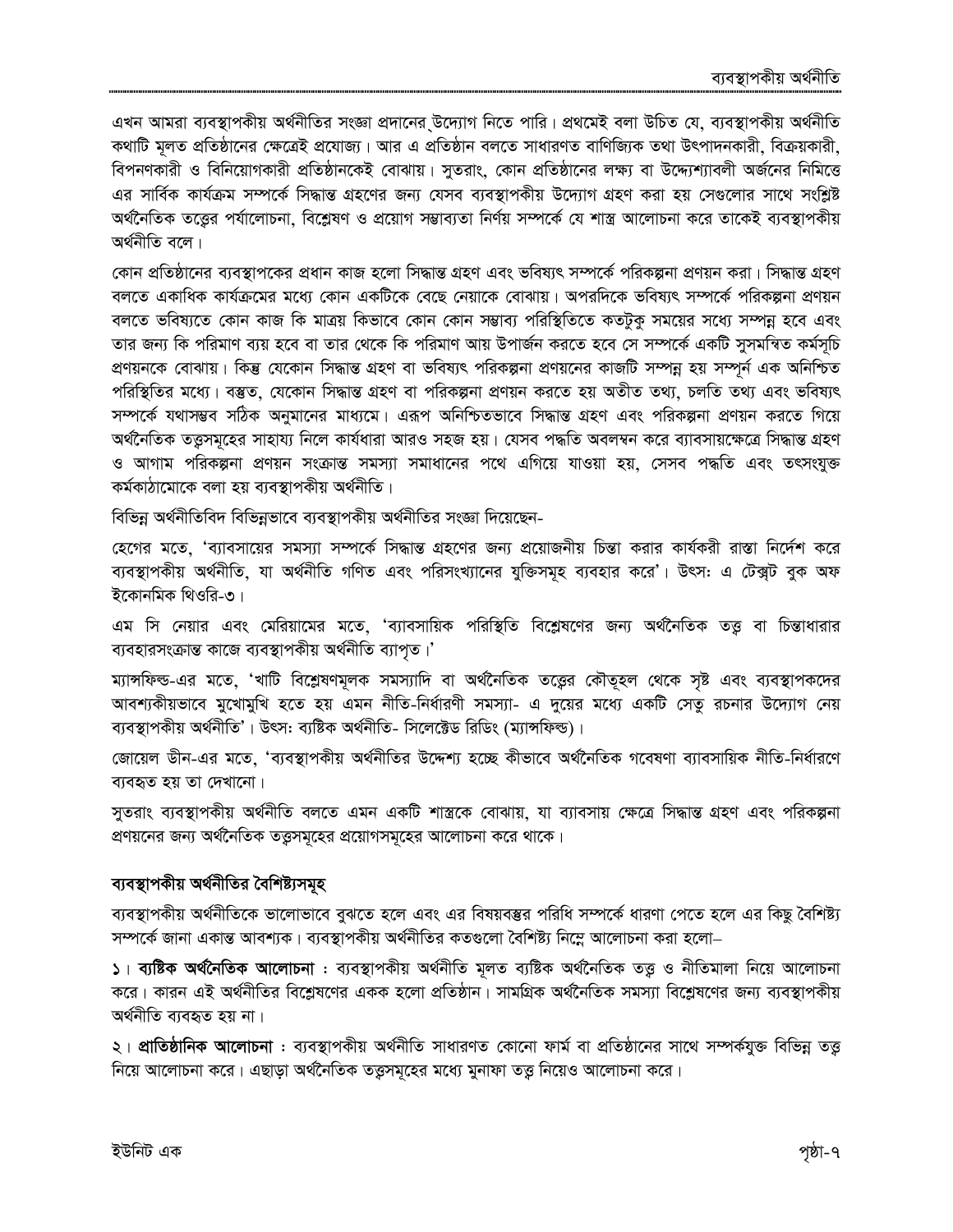এখন আমরা ব্যবস্থাপকীয় অর্থনীতির সংজ্ঞা প্রদানের উদ্যোগ নিতে পারি। প্রথমেই বলা উচিত যে, ব্যবস্থাপকীয় অর্থনীতি কথাটি মূলত প্রতিষ্ঠানের ক্ষেত্রেই প্রযোজ্য। আর এ প্রতিষ্ঠান বলতে সাধারণত বাণিজ্যিক তথা উৎপাদনকারী, বিক্রয়কারী, বিপণনকারী ও বিনিয়োগকারী প্রতিষ্ঠানকেই বোঝায়। সুতরাং, কোন প্রতিষ্ঠানের লক্ষ্য বা উদ্দেশ্যাবলী অর্জনের নিমিত্তে এর সার্বিক কার্যক্রম সম্পর্কে সিদ্ধান্ত গ্রহণের জন্য যেসব ব্যবস্থাপকীয় উদ্যোগ গ্রহণ করা হয় সেগুলোর সাথে সংশ্লিষ্ট অর্থনৈতিক তত্ত্বের পর্যালোচনা, বিশ্লেষণ ও প্রয়োগ সম্ভাব্যতা নির্ণয় সম্পর্কে যে শাস্ত্র আলোচনা করে তাকেই ব্যবস্থাপকীয় অর্থনীতি বলে।

কোন প্রতিষ্ঠানের ব্যবস্থাপকের প্রধান কাজ হলো সিদ্ধান্ত গ্রহণ এবং ভবিষ্যৎ সম্পর্কে পরিকল্পনা প্রণয়ন করা। সিদ্ধান্ত গ্রহণ বলতে একাধিক কার্যক্রমের মধ্যে কোন একটিকে বেছে নেয়াকে বোঝায়। অপরদিকে ভবিষ্যৎ সম্পর্কে পরিকল্পনা প্রণয়ন বলতে ভবিষ্যতে কোন কাজ কি মাত্রয় কিভাবে কোন কোন সম্ভাব্য পরিস্থিতিতে কতটুকু সময়ের মধ্যে সম্পন্ন হবে এবং তার জন্য কি পরিমাণ ব্যয় হবে বা তার থেকে কি পরিমাণ আয় উপার্জন করতে হবে সে সম্পর্কে একটি সুসমন্বিত কর্মসূচি প্রণয়নকে বোঝায়। কিন্তু যেকোন সিদ্ধান্ত গ্রহণ বা ভবিষ্যৎ পরিকল্পনা প্রণয়নের কাজটি সম্পন্ন হয় সম্পূর্ণ এক অনিশ্চিত পরিস্থিতির মধ্যে। বস্তুত, যেকোন সিদ্ধান্ত গ্রহণ বা পরিকল্পনা প্রণয়ন করতে হয় অতীত তথ্য, চলতি তথ্য এবং ভবিষ্যৎ সম্পর্কে যথাসম্ভব সঠিক অনুমানের মাধ্যমে। এরূপ অনিশ্চিতভাবে সিদ্ধান্ত গ্রহণ এবং পরিকল্পনা প্রণয়ন করতে গিয়ে অর্থনৈতিক তত্ত্বসমূহের সাহায্য নিলে কার্যধারা আরও সহজ হয়। যেসব পদ্ধতি অবলম্বন করে ব্যাবসায়ক্ষেত্রে সিদ্ধান্ত গ্রহণ ও আগাম পরিকল্পনা প্রণয়ন সংক্রান্ত সমস্যা সমাধানের পথে এগিয়ে যাওয়া হয়, সেসব পদ্ধতি এবং তৎসংযুক্ত কর্মকাঠামোকে বলা হয় ব্যবস্থাপকীয় অর্থনীতি।

বিভিন্ন অর্থনীতিবিদ বিভিন্নভাবে ব্যবস্থাপকীয় অর্থনীতির সংজ্ঞা দিয়েছেন-

হেগের মতে, 'ব্যাবসায়ের সমস্যা সম্পর্কে সিদ্ধান্ত গ্রহণের জন্য প্রয়োজনীয় চিন্তা করার কার্যকরী রাস্তা নির্দেশ করে ব্যবস্থাপকীয় অর্থনীতি, যা অর্থনীতি গণিত এবং পরিসংখ্যানের যুক্তিসমূহ ব্যবহার করে'। উৎসঃ এ টেক্সট বুক অফ ইকোনমিক থিওরি-৩।

এম সি নেয়ার এবং মেরিয়ামের মতে, 'ব্যাবসায়িক পরিস্থিতি বিশ্লেষণের জন্য অর্থনৈতিক তত্ত্ব বা চিন্তাধারার ব্যবহারসংক্রান্ত কাজে ব্যবস্থাপকীয় অর্থনীতি ব্যাপৃত।'

ম্যান্সফিল্ড-এর মতে, 'খাটি বিশ্লেষণমূলক সমস্যাদি বা অর্থনৈতিক তত্ত্বের কৌতূহল থেকে সৃষ্ট এবং ব্যবস্থাপকদের আবশ্যকীয়ভাবে মুখোমুখি হতে হয় এমন নীতি-নির্ধারণী সমস্যা- এ দুয়ের মধ্যে একটি সেতু রচনার উদ্যোগ নেয় ব্যবস্থাপকীয় অর্থনীতি'। উৎসঃ ব্যষ্টিক অর্থনীতি- সিলেক্টেড রিডিং (ম্যান্সফিল্ড)।

জোয়েল ডীন-এর মতে, 'ব্যবস্থাপকীয় অর্থনীতির উদ্দেশ্য হচ্ছে কীভাবে অর্থনৈতিক গবেষণা ব্যাবসায়িক নীতি-নির্ধারণে ব্যবহৃত হয় তা দেখানো।

সুতরাং ব্যবস্থাপকীয় অর্থনীতি বলতে এমন একটি শাস্ত্রকে বোঝায়, যা ব্যাবসায় ক্ষেত্রে সিদ্ধান্ত গ্রহণ এবং পরিকল্পনা প্রণয়নের জন্য অর্থনৈতিক তত্ত্বসমূহের প্রয়োগসমূহের আলোচনা করে থাকে।

## ব্যবস্থাপকীয় অর্থনীতির বৈশিষ্ট্যসমূহ

ব্যবস্থাপকীয় অর্থনীতিকে ভালোভাবে বুঝতে হলে এবং এর বিষয়বস্তুর পরিধি সম্পর্কে ধারণা পেতে হলে এর কিছু বৈশিষ্ট্য সম্পর্কে জানা একান্ত আবশ্যক। ব্যবস্থাপকীয় অর্থনীতির কতগুলো বৈশিষ্ট্য নিম্নে আলোচনা করা হলো–

১। **ব্যষ্টিক অর্থনৈতিক আলোচনা :** ব্যবস্থাপকীয় অর্থনীতি মূলত ব্যষ্টিক অর্থনৈতিক তত্ত্ব ও নীতিমালা নিয়ে আলোচনা করে। কারন এই অর্থনীতির বিশ্লেষণের একক হলো প্রতিষ্ঠান। সামগ্রিক অর্থনৈতিক সমস্যা বিশ্লেষণের জন্য ব্যবস্থাপকীয় অর্থনীতি ব্যবহৃত হয় না।

২। **প্রাতিষ্ঠানিক আলোচনা :** ব্যবস্থাপকীয় অর্থনীতি সাধারণত কোনো ফার্ম বা প্রতিষ্ঠানের সাথে সম্পর্কযুক্ত বিভিন্ন তত্ত্ব নিয়ে আলোচনা করে। এছাড়া অর্থনৈতিক তত্ত্বসমূহের মধ্যে মুনাফা তত্ত্ব নিয়েও আলোচনা করে।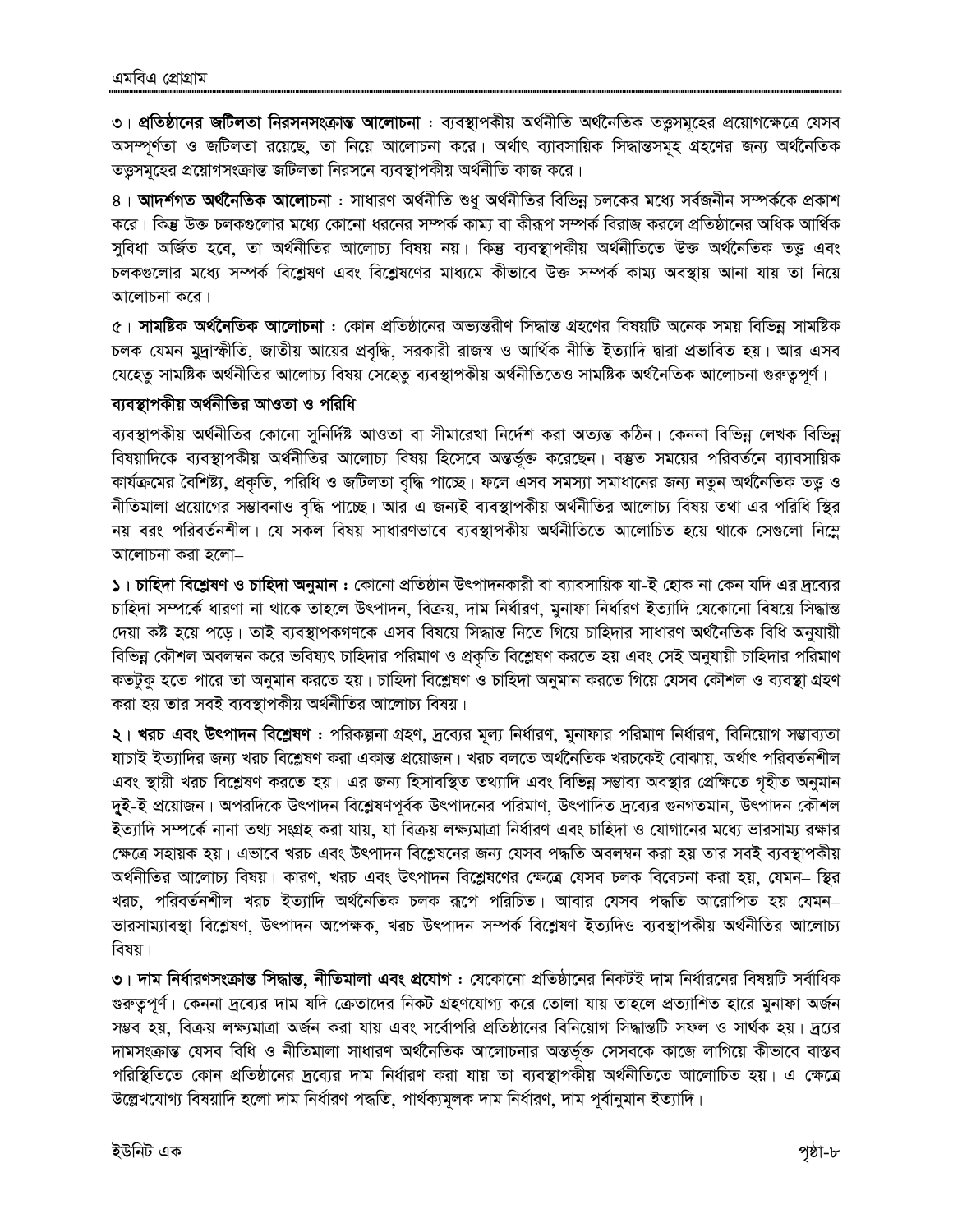৩। **প্রতিষ্ঠানের জটিলতা নিরসনসংক্রান্ত আলোচনা :** ব্যবস্থাপকীয় অর্থনীতি অর্থনৈতিক তত্ত্বসমূহের প্রয়োগক্ষেত্রে যেসব অসম্পূর্ণতা ও জটিলতা রয়েছে, তা নিয়ে আলোচনা করে। অর্থাৎ ব্যাবসায়িক সিদ্ধান্তসমূহ গ্রহণের জন্য অর্থনৈতিক তত্ত্বসমূহের প্রয়োগসংক্রান্ত জটিলতা নিরসনে ব্যবস্থাপকীয় অর্থনীতি কাজ করে।

৪। **আদর্শগত অর্থনৈতিক আলোচনা :** সাধারণ অর্থনীতি শুধু অর্থনীতির বিভিন্ন চলকের মধ্যে সর্বজনীন সম্পর্ককে প্রকাশ করে। কিন্তু উক্ত চলকগুলোর মধ্যে কোনো ধরনের সম্পর্ক কাম্য বা কীরূপ সম্পর্ক বিরাজ করলে প্রতিষ্ঠানের অধিক আর্থিক সুবিধা অর্জিত হবে, তা অর্থনীতির আলোচ্য বিষয় নয়। কিন্তু ব্যবস্থাপকীয় অর্থনীতিতে উক্ত অর্থনৈতিক তত্ত্ব এবং চলকগুলোর মধ্যে সম্পর্ক বিশ্লেষণ এবং বিশ্লেষণের মাধ্যমে কীভাবে উক্ত সম্পর্ক কাম্য অবস্থায় আনা যায় তা নিয়ে আলোচনা করে।

৫। **সামষ্টিক অর্থনৈতিক আলোচনা :** কোন প্রতিষ্ঠানের অভ্যন্তরীণ সিদ্ধান্ত গ্রহণের বিষয়টি অনেক সময় বিভিন্ন সামষ্টিক চলক যেমন মুদ্রাস্ফীতি, জাতীয় আয়ের প্রবৃদ্ধি, সরকারী রাজস্ব ও আর্থিক নীতি ইত্যাদি দ্বারা প্রভাবিত হয়। আর এসব যেহেতু সামষ্টিক অর্থনীতির আলোচ্য বিষয় সেহেতু ব্যবস্থাপকীয় অর্থনীতিতেও সামষ্টিক অর্থনৈতিক আলোচনা গুরুত্বপূর্ণ।

### ব্যবস্থাপকীয় অর্থনীতির আওতা ও পরিধি

ব্যবস্থাপকীয় অর্থনীতির কোনো সুনির্দিষ্ট আওতা বা সীমারেখা নির্দেশ করা অত্যন্ত কঠিন। কেননা বিভিন্ন লেখক বিভিন্ন বিষয়াদিকে ব্যবস্থাপকীয় অর্থনীতির আলোচ্য বিষয় হিসেবে অন্তর্ভুক্ত করেছেন। বস্তুত সময়ের পরিবর্তনে ব্যাবসায়িক কার্যক্রমের বৈশিষ্ট্য, প্রকৃতি, পরিধি ও জটিলতা বৃদ্ধি পাচ্ছে। ফলে এসব সমস্যা সমাধানের জন্য নতুন অর্থনৈতিক তত্ত্ব ও নীতিমালা প্রয়োগের সম্ভাবনাও বৃদ্ধি পাচ্ছে। আর এ জন্যই ব্যবস্থাপকীয় অর্থনীতির আলোচ্য বিষয় তথা এর পরিধি স্থির নয় বরং পরিবর্তনশীল। যে সকল বিষয় সাধারণভাবে ব্যবস্থাপকীয় অর্থনীতিতে আলোচিত হয়ে থাকে সেগুলো নিম্নে আলোচনা করা হলো–

১। **চাহিদা বিশ্লেষণ ও চাহিদা অনুমান :** কোনো প্রতিষ্ঠান উৎপাদনকারী বা ব্যাবসায়িক যা-ই হোক না কেন যদি এর দ্রব্যের চাহিদা সম্পর্কে ধারণা না থাকে তাহলে উৎপাদন, বিক্রয়, দাম নির্ধারণ, মুনাফা নির্ধরণ ইত্যাদি যেকোনো বিষয়ে সিদ্ধান্ত দেয়া কষ্ট হয়ে পড়ে। তাই ব্যবস্থাপকগণকে এসব বিষয়ে সিদ্ধান্ত নিতে গিয়ে চাহিদার সাধারণ অর্থনৈতিক বিধি অনুযায়ী বিভিন্ন কৌশল অবলম্বন করে ভবিষ্যৎ চাহিদার পরিমাণ ও প্রকৃতি বিশ্লেষণ করতে হয় এবং সেই অনুযায়ী চাহিদার পরিমাণ কতটুকু হতে পারে তা অনুমান করতে হয়। চাহিদা বিশ্লেষণ ও চাহিদা অনুমান করতে গিয়ে যেসব কৌশল ও ব্যবস্থা গ্রহণ করা হয় তার সবই ব্যবস্থাপকীয় অর্থনীতির আলোচ্য বিষয়।

২। **খরচ এবং উৎপাদন বিশ্লেষণ :** পরিকল্পনা গ্রহণ, দ্রব্যের মূল্য নির্ধারণ, মুনাফার পরিমাণ নির্ধারণ, বিনিয়োগ সম্ভাব্যতা যাচাই ইত্যাদির জন্য খরচ বিশ্লেষণ করা একান্ত প্রয়োজন। খরচ বলতে অর্থনৈতিক খরচকেই বোঝায়, অর্থাৎ পরিবর্তনশীল এবং স্থায়ী খরচ বিশ্লেষণ করতে হয়। এর জন্য হিসাবস্থিত তথ্যাদি এবং বিভিন্ন সম্ভাব্য অবস্থার প্রেক্ষিতে গৃহীত অনুমান দুই-ই প্রয়োজন। অপরদিকে উৎপাদন বিশ্লেষণপূর্বক উৎপাদনের পরিমাণ, উৎপাদিত দ্রব্যের গুনগতমান, উৎপাদন কৌশল ইত্যাদি সম্পর্কে নানা তথ্য সংগ্রহ করা যায়, যা বিক্রয় লক্ষ্যমাত্রা নির্ধারণ এবং চাহিদা ও যোগানের মধ্যে ভারসাম্য রক্ষার ক্ষেত্রে সহায়ক হয়। এভাবে খরচ এবং উৎপাদন বিশ্লেষনের জন্য যেসব পদ্ধতি অবলম্বন করা হয় তার সবই ব্যবস্থাপকীয় অর্থনীতির আলোচ্য বিষয়। কারণ, খরচ এবং উৎপাদন বিশ্লেষণের ক্ষেত্রে যেসব চলক বিবেচনা করা হয়, যেমন– স্থির খরচ, পরিবর্তনশীল খরচ ইত্যাদি অর্থনৈতিক চলক রূপে পরিচিত। আবার যেসব পদ্ধতি আরোপিত হয় যেমন– ভারসাম্যাবস্থা বিশ্লেষণ, উৎপাদন অপেক্ষক, খরচ উৎপাদন সম্পর্ক বিশ্লেষণ ইত্যদিও ব্যবস্থাপকীয় অর্থনীতির আলোচ্য বিষয়।

৩। **দাম নির্ধারণসংক্রান্ত সিদ্ধান্ত, নীতিমালা এবং প্রযোগ :** যেকোনো প্রতিষ্ঠানের নিকটই দাম নির্ধারনের বিষয়টি সর্বাধিক গুরুত্বপূর্ণ। কেননা দ্রব্যের দাম যদি ক্রেতাদের নিকট গ্রহণযোগ্য করে তোলা যায় তাহলে প্রত্যাশিত হারে মুনাফা অর্জন সম্ভব হয়, বিক্রয় লক্ষ্যমাত্রা অর্জন করা যায় এবং সর্বোপরি প্রতিষ্ঠানের বিনিয়োগ সিদ্ধান্তটি সফল ও সার্থক হয়। দ্র্যের দামসংক্রান্ত যেসব বিধি ও নীতিমালা সাধারণ অর্থনৈতিক আলোচনার অন্তর্ভুক্ত সেসবকে কাজে লাগিয়ে কীভাবে বাস্তব পরিস্থিতিতে কোন প্রতিষ্ঠানের দ্রব্যের দাম নির্ধারণ করা যায় তা ব্যবস্থাপকীয় অর্থনীতিতে আলোচিত হয়। এ ক্ষেত্রে উল্লেখযোগ্য বিষয়াদি হলো দাম নির্ধারণ পদ্ধতি, পার্থক্যমূলক দাম নির্ধারণ, দাম পূর্বানুমান ইত্যাদি।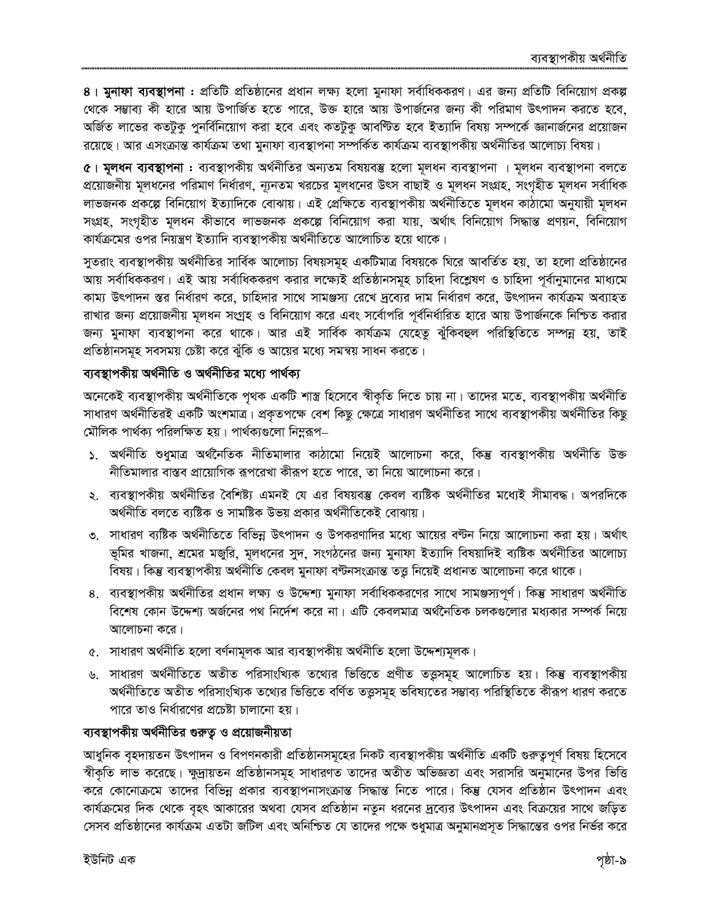**৪। মুনাফা ব্যবস্থাপনা :** প্রতিটি প্রতিষ্ঠানের প্রধান লক্ষ্য হলো মুনাফা সর্বাধিককরণ। এর জন্য প্রতিটি বিনিয়োগ প্রকল্প থেকে সম্ভাব্য কী হারে আয় উপার্জিত হতে পারে, উক্ত হারে আয় উপার্জনের জন্য কী পরিমাণ উৎপাদন করতে হবে, অর্জিত লাভের কতটুকু পুনর্বিনিয়োগ করা হবে এবং কতটুকু আবণ্টিত হবে ইত্যাদি বিষয় সম্পর্কে জ্ঞানার্জনের প্রয়োজন রয়েছে। আর এসংক্রান্ত কার্যক্রম তথা মুনাফা ব্যবস্থাপনা সম্পর্কিত কার্যক্রম ব্যবস্থাপকীয় অর্থনীতির আলোচ্য বিষয়।

**৫। মূলধন ব্যবস্থাপনা :** ব্যবস্থাপকীয় অর্থনীতির অন্যতম বিষয়বস্তু হলো মূলধন ব্যবস্থাপনা । মূলধন ব্যবস্থাপনা বলতে প্রয়োজনীয় মূলধনের পরিমাণ নির্ধারণ, ন্যূনতম খরচের মূলধনের উৎস বাছাই ও মূলধন সংগ্রহ, সংগৃহীত মূলধন সর্বাধিক লাভজনক প্রকল্পে বিনিয়োগ ইত্যাদিকে বোঝায়। এই প্রেক্ষিতে ব্যবস্থাপকীয় অর্থনীতিতে মূলধন কাঠামো অনুযায়ী মূলধন সংগ্রহ, সংগৃহীত মূলধন কীভাবে লাভজনক প্রকল্পে বিনিয়োগ করা যায়, অর্থাৎ বিনিয়োগ সিদ্ধান্ত প্রণয়ন, বিনিয়োগ কার্যক্রমের ওপর নিয়ন্ত্রণ ইত্যাদি ব্যবস্থাপকীয় অর্থনীতিতে আলোচিত হয়ে থাকে।

সুতরাং ব্যবস্থাপকীয় অর্থনীতির সার্বিক আলোচ্য বিষয়সমূহ একটিমাত্র বিষয়কে ঘিরে আবর্তিত হয়, তা হলো প্রতিষ্ঠানের আয় সর্বাধিককরণ। এই আয় সর্বাধিককরণ করার লক্ষ্যেই প্রতিষ্ঠানসমূহ চাহিদা বিশ্লেষণ ও চাহিদা পূর্বানুমানের মাধ্যমে কাম্য উৎপাদন স্তর নির্ধারণ করে, চাহিদার সাথে সামঞ্জস্য রেখে দ্রব্যের দাম নির্ধারণ করে, উৎপাদন কার্যক্রম অব্যাহত রাখার জন্য প্রয়োজনীয় মূলধন সংগ্রহ ও বিনিয়োগ করে এবং সর্বোপরি পূর্বনির্ধারিত হারে আয় উপার্জনকে নিশ্চিত করার জন্য মুনাফা ব্যবস্থাপনা করে থাকে। আর এই সার্বিক কার্যক্রম যেহেতু ঝুঁকিবহুল পরিস্থিতিতে সম্পন্ন হয়, তাই প্রতিষ্ঠানসমূহ সবসময় চেষ্টা করে ঝুঁকি ও আয়ের মধ্যে সমন্বয় সাধন করতে।

### ব্যবস্থাপকীয় অর্থনীতি ও অর্থনীতির মধ্যে পার্থক্য

অনেকেই ব্যবস্থাপকীয় অর্থনীতিকে পৃথক একটি শাস্ত্র হিসেবে স্বীকৃতি দিতে চায় না। তাদের মতে, ব্যবস্থাপকীয় অর্থনীতি সাধারণ অর্থনীতিরই একটি অংশমাত্র। প্রকৃতপক্ষে বেশ কিছু ক্ষেত্রে সাধারণ অর্থনীতির সাথে ব্যবস্থাপকীয় অর্থনীতির কিছু মৌলিক পার্থক্য পরিলক্ষিত হয়। পার্থক্যগুলো নিম্নরূপ–

১. অর্থনীতি শুধুমাত্র অর্থনৈতিক নীতিমালার কাঠামো নিয়েই আলোচনা করে, কিন্তু ব্যবস্থাপকীয় অর্থনীতি উক্ত নীতিমালার বাস্তব প্রায়োগিক রূপরেখা কীরূপ হতে পারে, তা নিয়ে আলোচনা করে।

২. ব্যবস্থাপকীয় অর্থনীতির বৈশিষ্ট্য এমনই যে এর বিষয়বস্তু কেবল ব্যষ্টিক অর্থনীতির মধ্যেই সীমাবদ্ধ। অপরদিকে অর্থনীতি বলতে ব্যষ্টিক ও সামষ্টিক উভয় প্রকার অর্থনীতিকেই বোঝায়।

৩. সাধারণ ব্যষ্টিক অর্থনীতিতে বিভিন্ন উৎপাদন ও উপকরণাদির মধ্যে আয়ের বন্টন নিয়ে আলোচনা করা হয়। অর্থাৎ ভূমির খাজনা, শ্রমের মজুরি, মূলধনের সুদ, সংগঠনের জন্য মুনাফা ইত্যাদি বিষয়াদিই ব্যষ্টিক অর্থনীতির আলোচ্য বিষয়। কিন্তু ব্যবস্থাপকীয় অর্থনীতি কেবল মুনাফা বন্টনসংক্রান্ত তত্ত্ব নিয়েই প্রধানত আলোচনা করে থাকে।

৪. ব্যবস্থাপকীয় অর্থনীতির প্রধান লক্ষ্য ও উদ্দেশ্য মুনাফা সর্বাধিককরণের সাথে সামঞ্জস্যপূর্ণ। কিন্তু সাধারণ অর্থনীতি বিশেষ কোন উদ্দেশ্য অর্জনের পথ নির্দেশ করে না। এটি কেবলমাত্র অর্থনৈতিক চলকগুলোর মধ্যকার সম্পর্ক নিয়ে আলোচনা করে।

৫. সাধারণ অর্থনীতি হলো বর্ণনামূলক আর ব্যবস্থাপকীয় অর্থনীতি হলো উদ্দেশ্যমূলক।

৬. সাধারণ অর্থনীতিতে অতীত পরিসাংখ্যিক তথ্যের ভিত্তিতে প্রণীত তত্ত্বসমূহ আলোচিত হয়। কিন্তু ব্যবস্থাপকীয় অর্থনীতিতে অতীত পরিসাংখ্যিক তথ্যের ভিত্তিতে বর্ণিত তত্ত্বসমূহ ভবিষ্যতের সম্ভাব্য পরিস্থিতিতে কীরূপ ধারণ করতে পারে তাও নির্ধারণের প্রচেষ্টা চালানো হয়।

### ব্যবস্থাপকীয় অর্থনীতির গুরুত্ব ও প্রয়োজনীয়তা

আধুনিক বৃহদায়তন উৎপাদন ও বিপণনকারী প্রতিষ্ঠানসমূহের নিকট ব্যবস্থাপকীয় অর্থনীতি একটি গুরুত্বপূর্ণ বিষয় হিসেবে স্বীকৃতি লাভ করেছে। ক্ষুদ্রায়তন প্রতিষ্ঠানসমূহ সাধারণত তাদের অতীত অভিজ্ঞতা এবং সরাসরি অনুমানের উপর ভিত্তি করে কোনোক্রমে তাদের বিভিন্ন প্রকার ব্যবস্থাপনাসংক্রান্ত সিদ্ধান্ত নিতে পারে। কিন্তু যেসব প্রতিষ্ঠান উৎপাদন এবং কার্যক্রমের দিক থেকে বৃহৎ আকারের অথবা যেসব প্রতিষ্ঠান নতুন ধরনের দ্রব্যের উৎপাদন এবং বিক্রয়ের সাথে জড়িত সেসব প্রতিষ্ঠানের কার্যক্রম এতটা জটিল এবং অনিশ্চিত যে তাদের পক্ষে শুধুমাত্র অনুমানপ্রসূত সিদ্ধান্তের ওপর নির্ভর করে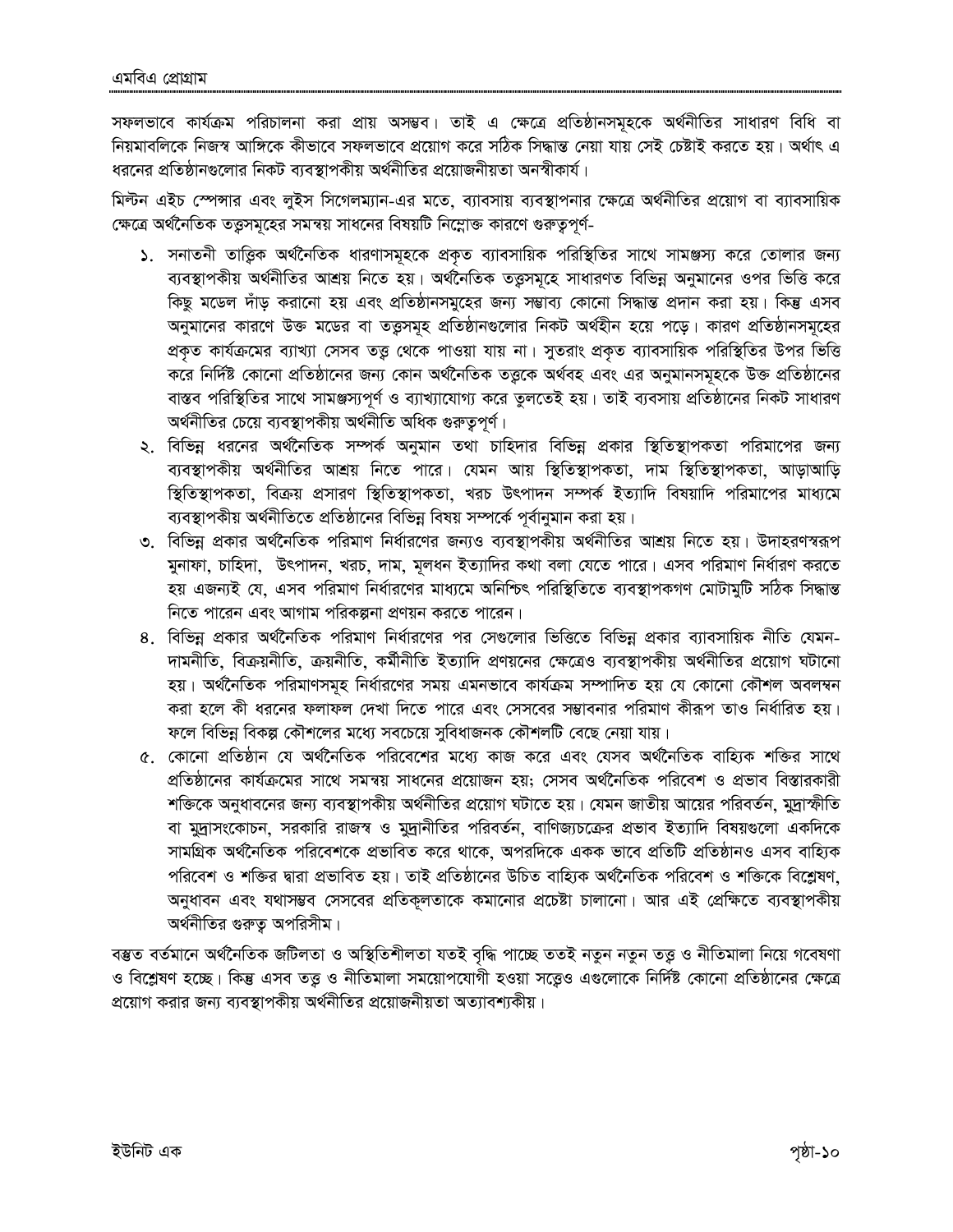সফলভাবে কার্যক্রম পরিচালনা করা প্রায় অসম্ভব। তাই এ ক্ষেত্রে প্রতিষ্ঠানসমূহকে অর্থনীতির সাধারণ বিধি বা নিয়মাবলিকে নিজস্ব আঙ্গিকে কীভাবে সফলভাবে প্রয়োগ করে সঠিক সিদ্ধান্ত নেয়া যায় সেই চেষ্টাই করতে হয়। অর্থাৎ এ ধরনের প্রতিষ্ঠানগুলোর নিকট ব্যবস্থাপকীয় অর্থনীতির প্রয়োজনীয়তা অনস্বীকার্য।

মিল্টন এইচ স্পেন্সার এবং লুইস সিগেলম্যান-এর মতে, ব্যাবসায় ব্যবস্থাপনার ক্ষেত্রে অর্থনীতির প্রয়োগ বা ব্যাবসায়িক ক্ষেত্রে অর্থনৈতিক তত্ত্বসমূহের সমন্বয় সাধনের বিষয়টি নিম্নোক্ত কারণে গুরুত্বপূর্ণ-

১. সনাতনী তাত্ত্বিক অর্থনৈতিক ধারণাসমূহকে প্রকৃত ব্যাবসায়িক পরিস্থিতির সাথে সামঞ্জস্য করে তোলার জন্য ব্যবস্থাপকীয় অর্থনীতির আশ্রয় নিতে হয়। অর্থনৈতিক তত্ত্বসমূহে সাধারণত বিভিন্ন অনুমানের ওপর ভিত্তি করে কিছু মডেল দাঁড় করানো হয় এবং প্রতিষ্ঠানসমূহের জন্য সম্ভাব্য কোনো সিদ্ধান্ত প্রদান করা হয়। কিন্তু এসব অনুমানের কারণে উক্ত মডের বা তত্ত্বসমূহ প্রতিষ্ঠানগুলোর নিকট অর্থহীন হয়ে পড়ে। কারণ প্রতিষ্ঠানসমূহের প্রকৃত কার্যক্রমের ব্যাখ্যা সেসব তত্ত্ব থেকে পাওয়া যায় না। সুতরাং প্রকৃত ব্যাবসায়িক পরিস্থিতির উপর ভিত্তি করে নির্দিষ্ট কোনো প্রতিষ্ঠানের জন্য কোন অর্থনৈতিক তত্ত্বকে অর্থবহ এবং এর অনুমানসমূহকে উক্ত প্রতিষ্ঠানের বাস্তব পরিস্থিতির সাথে সামঞ্জস্যপূর্ণ ও ব্যাখ্যাযোগ্য করে তুলতেই হয়। তাই ব্যবসায় প্রতিষ্ঠানের নিকট সাধারণ অর্থনীতির চেয়ে ব্যবস্থাপকীয় অর্থনীতি অধিক গুরুত্বপূর্ণ।

২. বিভিন্ন ধরনের অর্থনৈতিক সম্পর্ক অনুমান তথা চাহিদার বিভিন্ন প্রকার স্থিতিস্থাপকতা পরিমাপের জন্য ব্যবস্থাপকীয় অর্থনীতির আশ্রয় নিতে পারে। যেমন আয় স্থিতিস্থাপকতা, দাম স্থিতিস্থাপকতা, আড়াআড়ি স্থিতিস্থাপকতা, বিক্রয় প্রসারণ স্থিতিস্থাপকতা, খরচ উৎপাদন সম্পর্ক ইত্যাদি বিষয়াদি পরিমাপের মাধ্যমে ব্যবস্থাপকীয় অর্থনীতিতে প্রতিষ্ঠানের বিভিন্ন বিষয় সম্পর্কে পূর্বানুমান করা হয়।

৩. বিভিন্ন প্রকার অর্থনৈতিক পরিমাণ নির্ধারণের জন্যও ব্যবস্থাপকীয় অর্থনীতির আশ্রয় নিতে হয়। উদাহরণস্বরূপ মুনাফা, চাহিদা, উৎপাদন, খরচ, দাম, মূলধন ইত্যাদির কথা বলা যেতে পারে। এসব পরিমাণ নির্ধারণ করতে হয় এজন্যই যে, এসব পরিমাণ নির্ধারণের মাধ্যমে অনিশ্চিৎ পরিস্থিতিতে ব্যবস্থাপকগণ মোটামুটি সঠিক সিদ্ধান্ত নিতে পারেন এবং আগাম পরিকল্পনা প্রণয়ন করতে পারেন।

৪. বিভিন্ন প্রকার অর্থনৈতিক পরিমাণ নির্ধারণের পর সেগুলোর ভিত্তিতে বিভিন্ন প্রকার ব্যাবসায়িক নীতি যেমন-দামনীতি, বিক্রয়নীতি, ক্রয়নীতি, কর্মীনীতি ইত্যাদি প্রণয়নের ক্ষেত্রেও ব্যবস্থাপকীয় অর্থনীতির প্রয়োগ ঘটানো হয়। অর্থনৈতিক পরিমাণসমূহ নির্ধারণের সময় এমনভাবে কার্যক্রম সম্পাদিত হয় যে কোনো কৌশল অবলম্বন করা হলে কী ধরনের ফলাফল দেখা দিতে পারে এবং সেসবের সম্ভাবনার পরিমাণ কীরূপ তাও নির্ধারিত হয়। ফলে বিভিন্ন বিকল্প কৌশলের মধ্যে সবচেয়ে সুবিধাজনক কৌশলটি বেছে নেয়া যায়।

৫. কোনো প্রতিষ্ঠান যে অর্থনৈতিক পরিবেশের মধ্যে কাজ করে এবং যেসব অর্থনৈতিক বাহ্যিক শক্তির সাথে প্রতিষ্ঠানের কার্যক্রমের সাথে সমন্বয় সাধনের প্রয়োজন হয়; সেসব অর্থনৈতিক পরিবেশ ও প্রভাব বিস্তারকারী শক্তিকে অনুধাবনের জন্য ব্যবস্থাপকীয় অর্থনীতির প্রয়োগ ঘটাতে হয়। যেমন জাতীয় আয়ের পরিবর্তন, মুদ্রাস্ফীতি বা মুদ্রাসংকোচন, সরকারি রাজস্ব ও মুদ্রানীতির পরিবর্তন, বাণিজ্যচক্রের প্রভাব ইত্যাদি বিষয়গুলো একদিকে সামগ্রিক অর্থনৈতিক পরিবেশকে প্রভাবিত করে থাকে, অপরদিকে একক ভাবে প্রতিটি প্রতিষ্ঠানও এসব বাহ্যিক পরিবেশ ও শক্তির দ্বারা প্রভাবিত হয়। তাই প্রতিষ্ঠানের উচিত বাহ্যিক অর্থনৈতিক পরিবেশ ও শক্তিকে বিশ্লেষণ, অনুধাবন এবং যথাসম্ভব সেসবের প্রতিকূলতাকে কমানোর প্রচেষ্টা চালানো। আর এই প্রেক্ষিতে ব্যবস্থাপকীয় অর্থনীতির গুরুত্ব অপরিসীম।

বস্তুত বর্তমানে অর্থনৈতিক জটিলতা ও অস্থিতিশীলতা যতই বৃদ্ধি পাচ্ছে ততই নতুন নতুন তত্ত্ব ও নীতিমালা নিয়ে গবেষণা ও বিশ্লেষণ হচ্ছে। কিন্তু এসব তত্ত্ব ও নীতিমালা সময়োপযোগী হওয়া সত্ত্বেও এগুলোকে নির্দিষ্ট কোনো প্রতিষ্ঠানের ক্ষেত্রে প্রয়োগ করার জন্য ব্যবস্থাপকীয় অর্থনীতির প্রয়োজনীয়তা অত্যাবশ্যকীয়।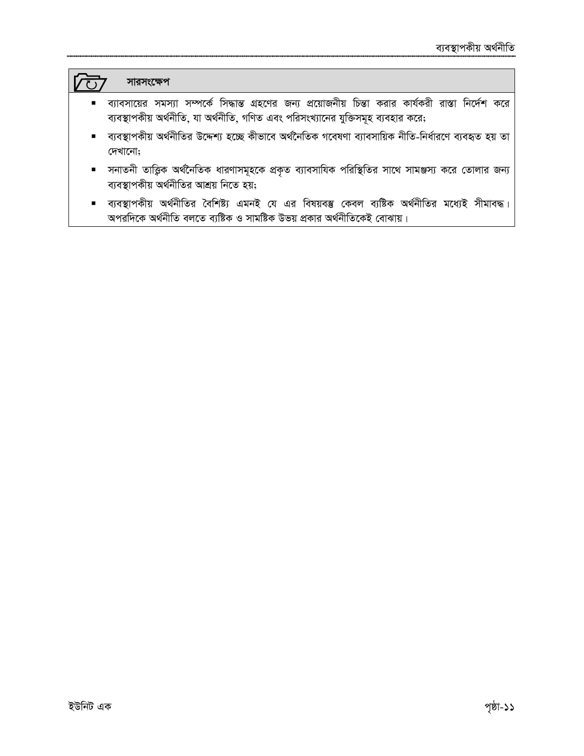### সারসংক্ষেপ

- ব্যাবসায়ের সমস্যা সম্পর্কে সিদ্ধান্ত গ্রহণের জন্য প্রয়োজনীয় চিন্তা করার কার্যকরী রাস্তা নির্দেশ করে ব্যবস্থাপকীয় অর্থনীতি, যা অর্থনীতি, গণিত এবং পরিসংখ্যানের যুক্তিসমূহ ব্যবহার করে;
- ব্যবস্থাপকীয় অর্থনীতির উদ্দেশ্য হচ্ছে কীভাবে অর্থনৈতিক গবেষণা ব্যাবসায়িক নীতি-নির্ধারণে ব্যবহৃত হয় তা দেখানো;
- সনাতনী তাত্ত্বিক অর্থনৈতিক ধারণাসমূহকে প্রকৃত ব্যাবসায়িক পরিস্থিতির সাথে সামঞ্জস্য করে তোলার জন্য ব্যবস্থাপকীয় অর্থনীতির আশ্রয় নিতে হয়;
- ব্যবস্থাপকীয় অর্থনীতির বৈশিষ্ট্য এমনই যে এর বিষয়বস্তু কেবল ব্যষ্টিক অর্থনীতির মধ্যেই সীমাবদ্ধ। অপরদিকে অর্থনীতি বলতে ব্যষ্টিক ও সামষ্টিক উভয় প্রকার অর্থনীতিকেই বোঝায়।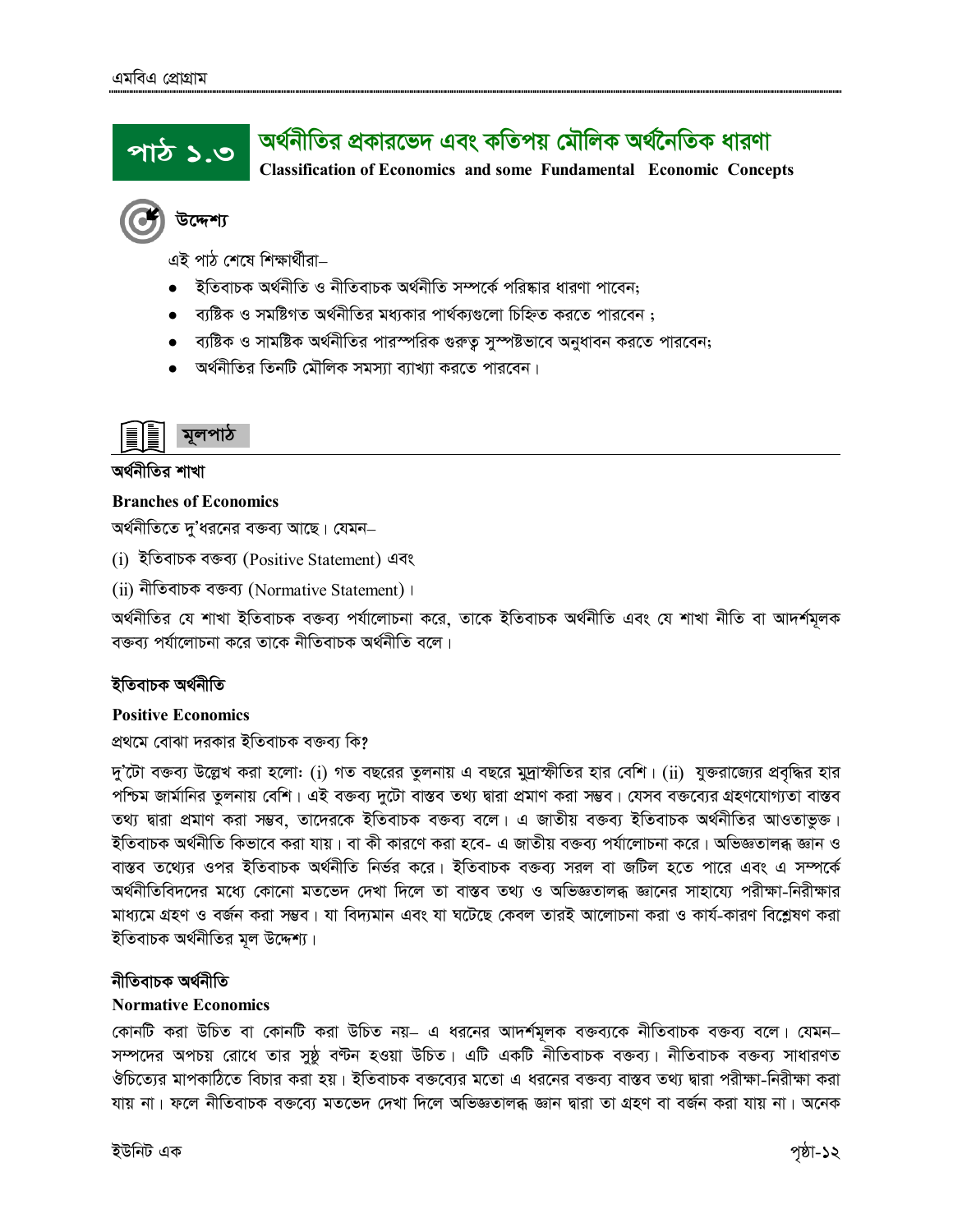# পাঠ ১.৩ অর্থনীতির প্রকারভেদ এবং কতিপয় মৌলিক অর্থনৈতিক ধারণা

**Classification of Economics and some Fundamental Economic Concepts**

## উদ্দেশ্য

এই পাঠ শেষে শিক্ষার্থীরা–

- ইতিবাচক অর্থনীতি ও নীতিবাচক অর্থনীতি সম্পর্কে পরিষ্কার ধারণা পাবেন;
- ব্যষ্টিক ও সমষ্টিগত অর্থনীতির মধ্যকার পার্থক্যগুলো চিহ্নিত করতে পারবেন ;
- ব্যষ্টিক ও সামষ্টিক অর্থনীতির পারস্পরিক গুরুত্ব সুস্পষ্টভাবে অনুধাবন করতে পারবেন;
- অর্থনীতির তিনটি মৌলিক সমস্যা ব্যাখ্যা করতে পারবেন।

## মূলপাঠ

### অর্থনীতির শাখা

**Branches of Economics**

অর্থনীতিতে দু'ধরনের বক্তব্য আছে। যেমন–

(i) ইতিবাচক বক্তব্য (Positive Statement) এবং

(ii) নীতিবাচক বক্তব্য (Normative Statement)।

অর্থনীতির যে শাখা ইতিবাচক বক্তব্য পর্যালোচনা করে, তাকে ইতিবাচক অর্থনীতি এবং যে শাখা নীতি বা আদর্শমূলক বক্তব্য পর্যালোচনা করে তাকে নীতিবাচক অর্থনীতি বলে।

### ইতিবাচক অর্থনীতি

**Positive Economics**

প্রথমে বোঝা দরকার ইতিবাচক বক্তব্য কি?

দু'টো বক্তব্য উল্লেখ করা হলো: (i) গত বছরের তুলনায় এ বছরে মুদ্রাস্ফীতির হার বেশি। (ii) যুক্তরাজ্যের প্রবৃদ্ধির হার পশ্চিম জার্মানির তুলনায় বেশি। এই বক্তব্য দুটো বাস্তব তথ্য দ্বারা প্রমাণ করা সম্ভব। যেসব বক্তব্যের গ্রহণযোগ্যতা বাস্তব তথ্য দ্বারা প্রমাণ করা সম্ভব, তাদেরকে ইতিবাচক বক্তব্য বলে। এ জাতীয় বক্তব্য ইতিবাচক অর্থনীতির আওতাভুক্ত। ইতিবাচক অর্থনীতি কিভাবে করা যায়। বা কী কারণে করা হবে- এ জাতীয় বক্তব্য পর্যালোচনা করে। অভিজ্ঞতালব্ধ জ্ঞান ও বাস্তব তথ্যের ওপর ইতিবাচক অর্থনীতি নির্ভর করে। ইতিবাচক বক্তব্য সরল বা জটিল হতে পারে এবং এ সম্পর্কে অর্থনীতিবিদদের মধ্যে কোনো মতভেদ দেখা দিলে তা বাস্তব তথ্য ও অভিজ্ঞতালব্ধ জ্ঞানের সাহায্যে পরীক্ষা-নিরীক্ষার মাধ্যমে গ্রহণ ও বর্জন করা সম্ভব। যা বিদ্যমান এবং যা ঘটেছে কেবল তারই আলোচনা করা ও কার্য-কারণ বিশ্লেষণ করা ইতিবাচক অর্থনীতির মূল উদ্দেশ্য।

### নীতিবাচক অর্থনীতি

**Normative Economics**

কোনটি করা উচিত বা কোনটি করা উচিত নয়– এ ধরনের আদর্শমূলক বক্তব্যকে নীতিবাচক বক্তব্য বলে। যেমন– সম্পদের অপচয় রোধে তার সুষ্ঠু বণ্টন হওয়া উচিত। এটি একটি নীতিবাচক বক্তব্য। নীতিবাচক বক্তব্য সাধারণত ঔচিত্যের মাপকাঠিতে বিচার করা হয়। ইতিবাচক বক্তব্যের মতো এ ধরনের বক্তব্য বাস্তব তথ্য দ্বারা পরীক্ষা-নিরীক্ষা করা যায় না। ফলে নীতিবাচক বক্তব্যে মতভেদ দেখা দিলে অভিজ্ঞতালব্ধ জ্ঞান দ্বারা তা গ্রহণ বা বর্জন করা যায় না। অনেক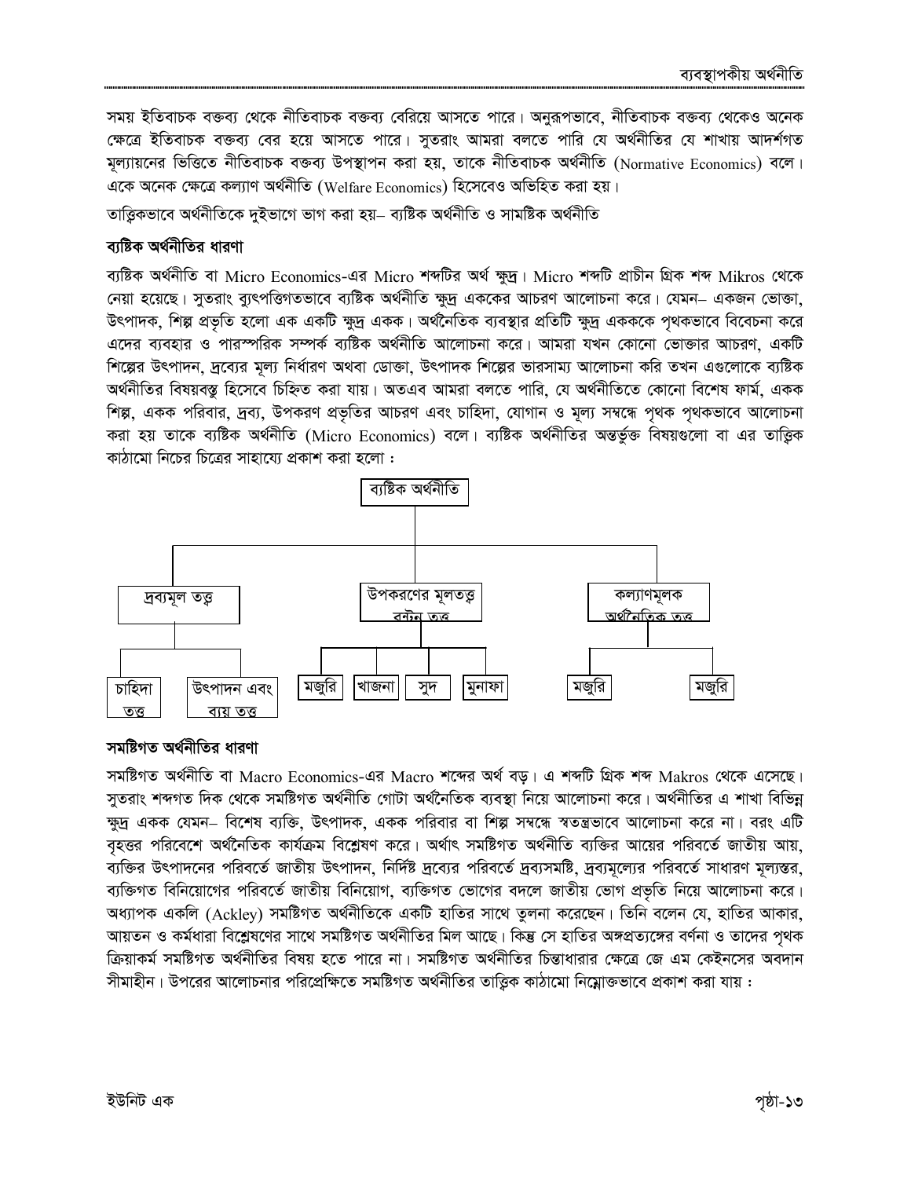সময় ইতিবাচক বক্তব্য থেকে নীতিবাচক বক্তব্য বেরিয়ে আসতে পারে। অনুরূপভাবে, নীতিবাচক বক্তব্য থেকেও অনেক ক্ষেত্রে ইতিবাচক বক্তব্য বের হয়ে আসতে পারে। সুতরাং আমরা বলতে পারি যে অর্থনীতির যে শাখায় আদর্শগত মূল্যায়নের ভিত্তিতে নীতিবাচক বক্তব্য উপস্থাপন করা হয়, তাকে নীতিবাচক অর্থনীতি (Normative Economics) বলে। একে অনেক ক্ষেত্রে কল্যাণ অর্থনীতি (Welfare Economics) হিসেবেও অভিহিত করা হয়।

তাত্ত্বিকভাবে অর্থনীতিকে দুইভাগে ভাগ করা হয়– ব্যষ্টিক অর্থনীতি ও সামষ্টিক অর্থনীতি

### ব্যষ্টিক অর্থনীতির ধারণা

ব্যষ্টিক অর্থনীতি বা Micro Economics-এর Micro শব্দটির অর্থ ক্ষুদ্র। Micro শব্দটি প্রাচীন গ্রিক শব্দ Mikros থেকে নেয়া হয়েছে। সুতরাং ব্যুৎপত্তিগতভাবে ব্যষ্টিক অর্থনীতি ক্ষুদ্র এককের আচরণ আলোচনা করে। যেমন– একজন ভোক্তা, উৎপাদক, শিল্প প্রভৃতি হলো এক একটি ক্ষুদ্র একক। অর্থনৈতিক ব্যবস্থার প্রতিটি ক্ষুদ্র একককে পৃথকভাবে বিবেচনা করে এদের ব্যবহার ও পারস্পরিক সম্পর্ক ব্যষ্টিক অর্থনীতি আলোচনা করে। আমরা যখন কোনো ভোক্তার আচরণ, একটি শিল্পের উৎপাদন, দ্রব্যের মূল্য নির্ধারণ অথবা ভোক্তা, উৎপাদক শিল্পের ভারসাম্য আলোচনা করি তখন এগুলোকে ব্যষ্টিক অর্থনীতির বিষয়বস্তু হিসেবে চিহ্নিত করা যায়। অতএব আমরা বলতে পারি, যে অর্থনীতিতে কোনো বিশেষ ফার্ম, একক শিল্প, একক পরিবার, দ্রব্য, উপকরণ প্রভৃতির আচরণ এবং চাহিদা, যোগান ও মূল্য সম্বন্ধে পৃথক পৃথকভাবে আলোচনা করা হয় তাকে ব্যষ্টিক অর্থনীতি (Micro Economics) বলে। ব্যষ্টিক অর্থনীতির অন্তর্ভুক্ত বিষয়গুলো বা এর তাত্ত্বিক কাঠামো নিচের চিত্রের সাহায্যে প্রকাশ করা হলো :

- ব্যষ্টিক অর্থনীতি
  - দ্রব্যমূল তত্ত্ব
    - চাহিদা তত্ত্ব
    - উৎপাদন এবং ব্যয় তত্ত্ব
  - উপকরণের মূলতত্ত্ব বন্টন তত্ত্ব
    - মজুরি
    - খাজনা
    - সুদ
    - মুনাফা
  - কল্যাণমূলক অর্থনৈতিক তত্ত্ব
    - মজুরি
    - মজুরি

### সমষ্টিগত অর্থনীতির ধারণা

সমষ্টিগত অর্থনীতি বা Macro Economics-এর Macro শব্দের অর্থ বড়। এ শব্দটি গ্রিক শব্দ Makros থেকে এসেছে। সুতরাং শব্দগত দিক থেকে সমষ্টিগত অর্থনীতি গোটা অর্থনৈতিক ব্যবস্থা নিয়ে আলোচনা করে। অর্থনীতির এ শাখা বিভিন্ন ক্ষুদ্র একক যেমন– বিশেষ ব্যক্তি, উৎপাদক, একক পরিবার বা শিল্প সম্বন্ধে স্বতন্ত্রভাবে আলোচনা করে না। বরং এটি বৃহত্তর পরিবেশে অর্থনৈতিক কার্যক্রম বিশ্লেষণ করে। অর্থাৎ সমষ্টিগত অর্থনীতি ব্যক্তির আয়ের পরিবর্তে জাতীয় আয়, ব্যক্তির উৎপাদনের পরিবর্তে জাতীয় উৎপাদন, নির্দিষ্ট দ্রব্যের পরিবর্তে দ্রব্যসমষ্টি, দ্রব্যমূল্যের পরিবর্তে সাধারণ মূল্যস্তর, ব্যক্তিগত বিনিয়োগের পরিবর্তে জাতীয় বিনিয়োগ, ব্যক্তিগত ভোগের বদলে জাতীয় ভোগ প্রভৃতি নিয়ে আলোচনা করে। অধ্যাপক একলি (Ackley) সমষ্টিগত অর্থনীতিকে একটি হাতির সাথে তুলনা করেছেন। তিনি বলেন যে, হাতির আকার, আয়তন ও কর্মধারা বিশ্লেষণের সাথে সমষ্টিগত অর্থনীতির মিল আছে। কিন্তু সে হাতির অঙ্গপ্রত্যঙ্গের বর্ণনা ও তাদের পৃথক ক্রিয়াকর্ম সমষ্টিগত অর্থনীতির বিষয় হতে পারে না। সমষ্টিগত অর্থনীতির চিন্তাধারার ক্ষেত্রে জে এম কেইনসের অবদান সীমাহীন। উপরের আলোচনার পরিপ্রেক্ষিতে সমষ্টিগত অর্থনীতির তাত্ত্বিক কাঠামো নিম্নোক্তভাবে প্রকাশ করা যায় :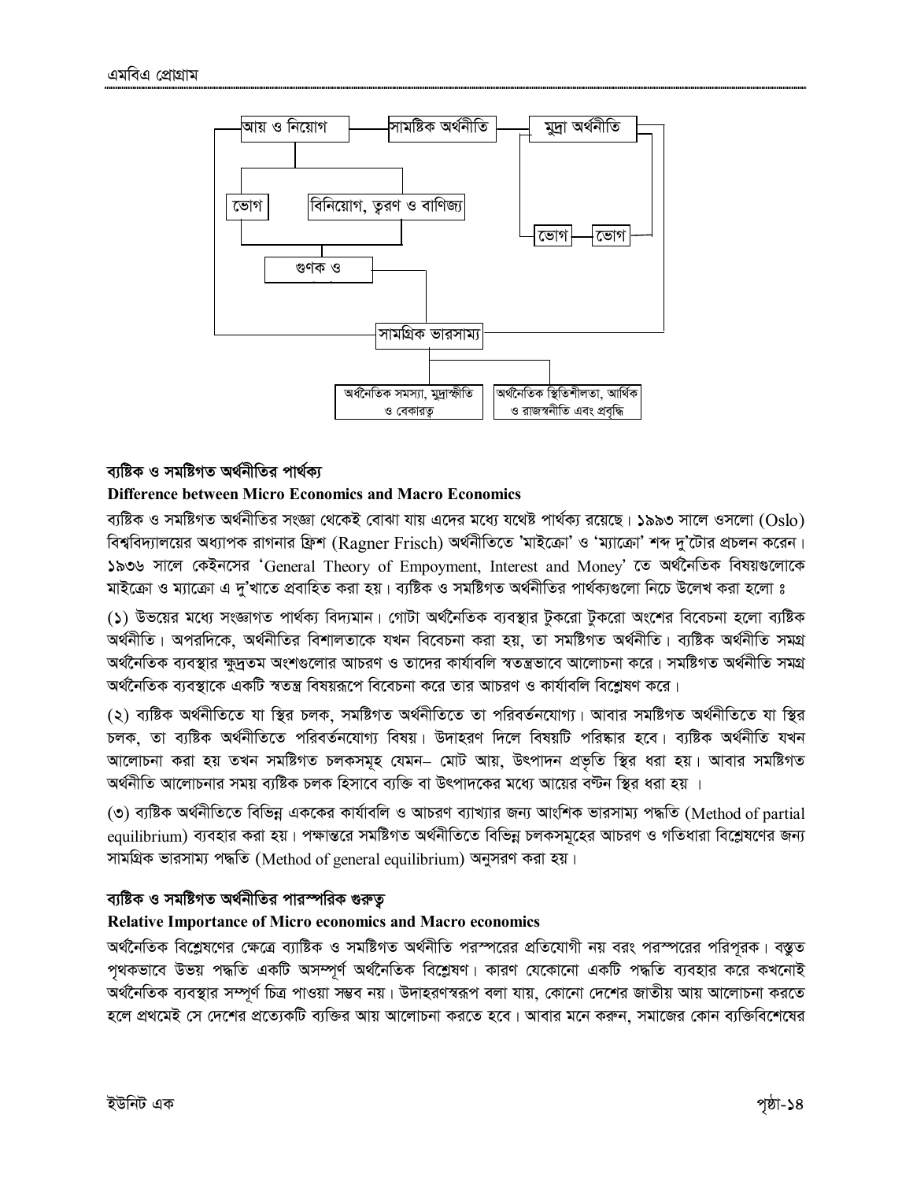আয় ও নিয়োগ — সামষ্টিক অর্থনীতি — মুদ্রা অর্থনীতি

ভোগ | বিনিয়োগ, ত্বরণ ও বাণিজ্য | ভোগ | ভোগ

গুণক ও

সামগ্রিক ভারসাম্য

অর্থনৈতিক সমস্যা, মুদ্রাস্ফীতি ও বেকারত্ব | অর্থনৈতিক স্থিতিশীলতা, আর্থিক ও রাজস্বনীতি এবং প্রবৃদ্ধি

### ব্যষ্টিক ও সমষ্টিগত অর্থনীতির পার্থক্য

**Difference between Micro Economics and Macro Economics**

ব্যষ্টিক ও সমষ্টিগত অর্থনীতির সংজ্ঞা থেকেই বোঝা যায় এদের মধ্যে যথেষ্ট পার্থক্য রয়েছে। ১৯৯৩ সালে ওসলো (Oslo) বিশ্ববিদ্যালয়ের অধ্যাপক রাগনার ফ্রিশ (Ragner Frisch) অর্থনীতিতে 'মাইক্রো' ও 'ম্যাক্রো' শব্দ দু'টোর প্রচলন করেন। ১৯৩৬ সালে কেইনসের 'General Theory of Empoyment, Interest and Money' তে অর্থনৈতিক বিষয়গুলোকে মাইক্রো ও ম্যাক্রো এ দু'খাতে প্রবাহিত করা হয়। ব্যষ্টিক ও সমষ্টিগত অর্থনীতির পার্থক্যগুলো নিচে উলেখ করা হলো ঃ

(১) উভয়ের মধ্যে সংজ্ঞাগত পার্থক্য বিদ্যমান। গোটা অর্থনৈতিক ব্যবস্থার টুকরো টুকরো অংশের বিবেচনা হলো ব্যষ্টিক অর্থনীতি। অপরদিকে, অর্থনীতির বিশালতাকে যখন বিবেচনা করা হয়, তা সমষ্টিগত অর্থনীতি। ব্যষ্টিক অর্থনীতি সমগ্র অর্থনৈতিক ব্যবস্থার ক্ষুদ্রতম অংশগুলোর আচরণ ও তাদের কার্যাবলি স্বতন্ত্রভাবে আলোচনা করে। সমষ্টিগত অর্থনীতি সমগ্র অর্থনৈতিক ব্যবস্থাকে একটি স্বতন্ত্র বিষয়রূপে বিবেচনা করে তার আচরণ ও কার্যাবলি বিশ্লেষণ করে।

(২) ব্যষ্টিক অর্থনীতিতে যা স্থির চলক, সমষ্টিগত অর্থনীতিতে তা পরিবর্তনযোগ্য। আবার সমষ্টিগত অর্থনীতিতে যা স্থির চলক, তা ব্যষ্টিক অর্থনীতিতে পরিবর্তনযোগ্য বিষয়। উদাহরণ দিলে বিষয়টি পরিষ্কার হবে। ব্যষ্টিক অর্থনীতি যখন আলোচনা করা হয় তখন সমষ্টিগত চলকসমূহ যেমন– মোট আয়, উৎপাদন প্রভৃতি স্থির ধরা হয়। আবার সমষ্টিগত অর্থনীতি আলোচনার সময় ব্যষ্টিক চলক হিসাবে ব্যক্তি বা উৎপাদকের মধ্যে আয়ের বণ্টন স্থির ধরা হয় ।

(৩) ব্যষ্টিক অর্থনীতিতে বিভিন্ন এককের কার্যাবলি ও আচরণ ব্যাখ্যার জন্য আংশিক ভারসাম্য পদ্ধতি (Method of partial equilibrium) ব্যবহার করা হয়। পক্ষান্তরে সমষ্টিগত অর্থনীতিতে বিভিন্ন চলকসমূহের আচরণ ও গতিধারা বিশ্লেষণের জন্য সামগ্রিক ভারসাম্য পদ্ধতি (Method of general equilibrium) অনুসরণ করা হয়।

### ব্যষ্টিক ও সমষ্টিগত অর্থনীতির পারস্পরিক গুরুত্ব

**Relative Importance of Micro economics and Macro economics**

অর্থনৈতিক বিশ্লেষণের ক্ষেত্রে ব্যষ্টিক ও সমষ্টিগত অর্থনীতি পরস্পরের প্রতিযোগী নয় বরং পরস্পরের পরিপূরক। বস্তুত পৃথকভাবে উভয় পদ্ধতি একটি অসম্পূর্ণ অর্থনৈতিক বিশ্লেষণ। কারণ যেকোনো একটি পদ্ধতি ব্যবহার করে কখনোই অর্থনৈতিক ব্যবস্থার সম্পূর্ণ চিত্র পাওয়া সম্ভব নয়। উদাহরণস্বরূপ বলা যায়, কোনো দেশের জাতীয় আয় আলোচনা করতে হলে প্রথমেই সে দেশের প্রত্যেকটি ব্যক্তির আয় আলোচনা করতে হবে। আবার মনে করুন, সমাজের কোন ব্যক্তিবিশেষের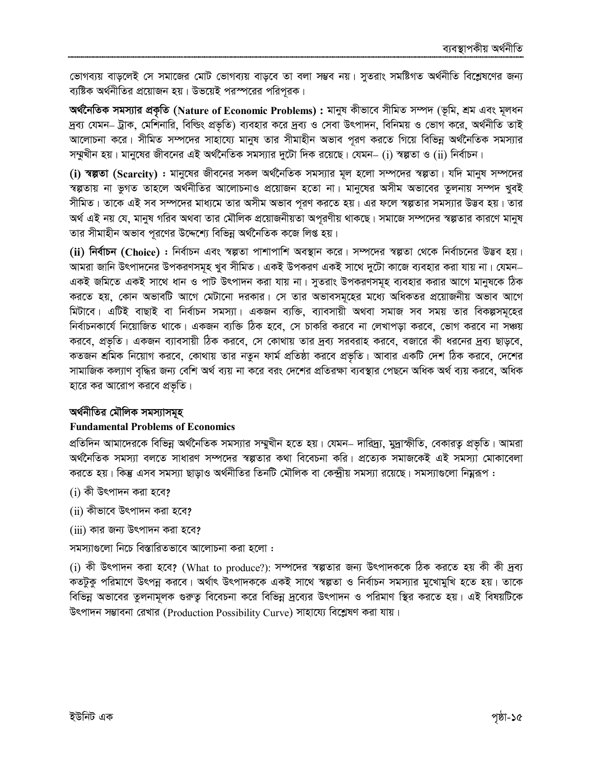ভোগব্যয় বাড়লেই সে সমাজের মোট ভোগব্যয় বাড়বে তা বলা সম্ভব নয়। সুতরাং সমষ্টিগত অর্থনীতি বিশ্লেষণের জন্য ব্যষ্টিক অর্থনীতির প্রয়োজন হয়। উভয়েই পরস্পরের পরিপূরক।

**অর্থনৈতিক সমস্যার প্রকৃতি (Nature of Economic Problems) :** মানুষ কীভাবে সীমিত সম্পদ (ভূমি, শ্রম এবং মূলধন দ্রব্য যেমন– ট্রাক, মেশিনারি, বিল্ডিং প্রভৃতি) ব্যবহার করে দ্রব্য ও সেবা উৎপাদন, বিনিময় ও ভোগ করে, অর্থনীতি তাই আলোচনা করে। সীমিত সম্পদের সাহায্যে মানুষ তার সীমাহীন অভাব পূরণ করতে গিয়ে বিভিন্ন অর্থনৈতিক সমস্যার সম্মুখীন হয়। মানুষের জীবনের এই অর্থনৈতিক সমস্যার দুটো দিক রয়েছে। যেমন– (i) স্বল্পতা ও (ii) নির্বাচন।

**(i) স্বল্পতা (Scarcity) :** মানুষের জীবনের সকল অর্থনৈতিক সমস্যার মূল হলো সম্পদের স্বল্পতা। যদি মানুষ সম্পদের স্বল্পতায় না ভুগত তাহলে অর্থনীতির আলোচনাও প্রয়োজন হতো না। মানুষের অসীম অভাবের তুলনায় সম্পদ খুবই সীমিত। তাকে এই সব সম্পদের মাধ্যমে তার অসীম অভাব পূরণ করতে হয়। এর ফলে স্বল্পতার সমস্যার উদ্ভব হয়। তার অর্থ এই নয় যে, মানুষ গরিব অথবা তার মৌলিক প্রয়োজনীয়তা অপূরণীয় থাকছে। সমাজে সম্পদের স্বল্পতার কারণে মানুষ তার সীমাহীন অভাব পূরণের উদ্দেশ্যে বিভিন্ন অর্থনৈতিক কজে লিপ্ত হয়।

**(ii) নির্বাচন (Choice) :** নির্বাচন এবং স্বল্পতা পাশাপাশি অবস্থান করে। সম্পদের স্বল্পতা থেকে নির্বাচনের উদ্ভব হয়। আমরা জানি উৎপাদনের উপকরণসমূহ খুব সীমিত। একই উপকরণ একই সাথে দুটো কাজে ব্যবহার করা যায় না। যেমন– একই জমিতে একই সাথে ধান ও পাট উৎপাদন করা যায় না। সুতরাং উপকরণসমূহ ব্যবহার করার আগে মানুষকে ঠিক করতে হয়, কোন অভাবটি আগে মেটানো দরকার। সে তার অভাবসমূহের মধ্যে অধিকতর প্রয়োজনীয় অভাব আগে মিটাবে। এটিই বাছাই বা নির্বাচন সমস্যা। একজন ব্যক্তি, ব্যবসায়ী অথবা সমাজ সব সময় তার বিকল্পসমূহের নির্বাচনকার্যে নিয়োজিত থাকে। একজন ব্যক্তি ঠিক হবে, সে চাকরি করবে না লেখাপড়া করবে, ভোগ করবে না সঞ্চয় করবে, প্রভৃতি। একজন ব্যাবসায়ী ঠিক করবে, সে কোথায় তার দ্রব্য সরবরাহ করবে, বজারে কী ধরনের দ্রব্য ছাড়বে, কতজন শ্রমিক নিয়োগ করবে, কোথায় তার নতুন ফার্ম প্রতিষ্ঠা করবে প্রভৃতি। আবার একটি দেশ ঠিক করবে, দেশের সামাজিক কল্যাণ বৃদ্ধির জন্য বেশি অর্থ ব্যয় না করে বরং দেশের প্রতিরক্ষা ব্যবস্থার পেছনে অধিক অর্থ ব্যয় করবে, অধিক হারে কর আরোপ করবে প্রভৃতি।

## অর্থনীতির মৌলিক সমস্যাসমূহ

### Fundamental Problems of Economics

প্রতিদিন আমাদেরকে বিভিন্ন অর্থনৈতিক সমস্যার সম্মুখীন হতে হয়। যেমন– দারিদ্র্য, মুদ্রাস্ফীতি, বেকারত্ব প্রভৃতি। আমরা অর্থনৈতিক সমস্যা বলতে সাধারণ সম্পদের স্বল্পতার কথা বিবেচনা করি। প্রত্যেক সমাজকেই এই সমস্যা মোকাবেলা করতে হয়। কিন্তু এসব সমস্যা ছাড়াও অর্থনীতির তিনটি মৌলিক বা কেন্দ্রীয় সমস্যা রয়েছে। সমস্যাগুলো নিম্নরূপ :

(i) কী উৎপাদন করা হবে?

(ii) কীভাবে উৎপাদন করা হবে?

(iii) কার জন্য উৎপাদন করা হবে?

সমস্যাগুলো নিচে বিস্তারিতভাবে আলোচনা করা হলো :

(i) কী উৎপাদন করা হবে? (What to produce?): সম্পদের স্বল্পতার জন্য উৎপাদককে ঠিক করতে হয় কী কী দ্রব্য কতটুকু পরিমাণে উৎপন্ন করবে। অর্থাৎ উৎপাদককে একই সাথে স্বল্পতা ও নির্বাচন সমস্যার মুখোমুখি হতে হয়। তাকে বিভিন্ন অভাবের তুলনামূলক গুরুত্ব বিবেচনা করে বিভিন্ন দ্রব্যের উৎপাদন ও পরিমাণ স্থির করতে হয়। এই বিষয়টিকে উৎপাদন সম্ভাবনা রেখার (Production Possibility Curve) সাহায্যে বিশ্লেষণ করা যায়।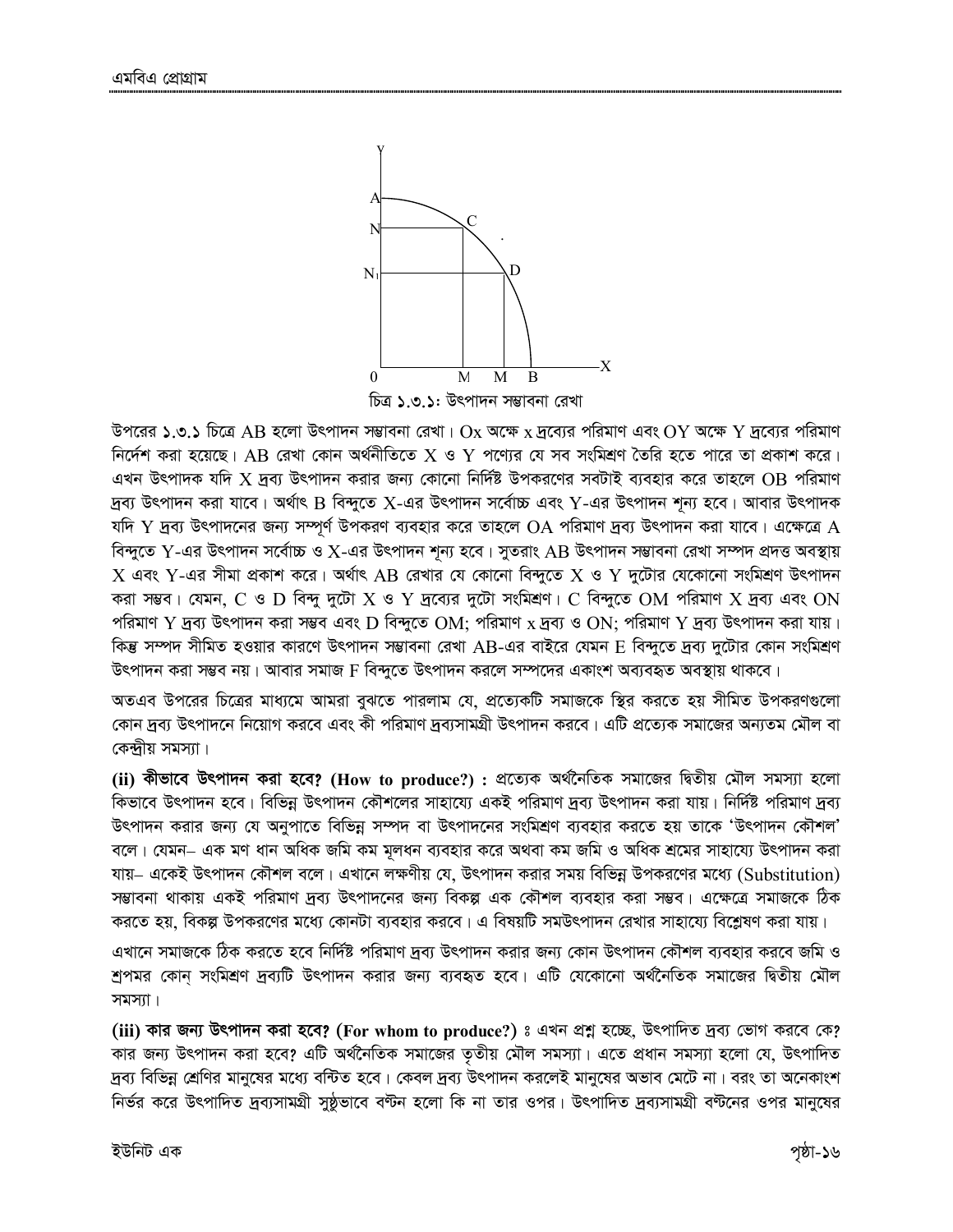চিত্র ১.৩.১: উৎপাদন সম্ভাবনা রেখা

উপরের ১.৩.১ চিত্রে AB হলো উৎপাদন সম্ভাবনা রেখা। Ox অক্ষে x দ্রব্যের পরিমাণ এবং OY অক্ষে Y দ্রব্যের পরিমাণ নির্দেশ করা হয়েছে। AB রেখা কোন অর্থনীতিতে X ও Y পণ্যের যে সব সংমিশ্রণ তৈরি হতে পারে তা প্রকাশ করে। এখন উৎপাদক যদি X দ্রব্য উৎপাদন করার জন্য কোনো নির্দিষ্ট উপকরণের সবটাই ব্যবহার করে তাহলে OB পরিমাণ দ্রব্য উৎপাদন করা যাবে। অর্থাৎ B বিন্দুতে X-এর উৎপাদন সর্বোচ্চ এবং Y-এর উৎপাদন শূন্য হবে। আবার উৎপাদক যদি Y দ্রব্য উৎপাদনের জন্য সম্পূর্ণ উপকরণ ব্যবহার করে তাহলে OA পরিমাণ দ্রব্য উৎপাদন করা যাবে। এক্ষেত্রে A বিন্দুতে Y-এর উৎপাদন সর্বোচ্চ ও X-এর উৎপাদন শূন্য হবে। সুতরাং AB উৎপাদন সম্ভাবনা রেখা সম্পদ প্রদত্ত অবস্থায় X এবং Y-এর সীমা প্রকাশ করে। অর্থাৎ AB রেখার যে কোনো বিন্দুতে X ও Y দুটোর যেকোনো সংমিশ্রণ উৎপাদন করা সম্ভব। যেমন, C ও D বিন্দু দুটো X ও Y দ্রব্যের দুটো সংমিশ্রণ। C বিন্দুতে OM পরিমাণ X দ্রব্য এবং ON পরিমাণ Y দ্রব্য উৎপাদন করা সম্ভব এবং D বিন্দুতে OM; পরিমাণ x দ্রব্য ও ON; পরিমাণ Y দ্রব্য উৎপাদন করা যায়। কিন্তু সম্পদ সীমিত হওয়ার কারণে উৎপাদন সম্ভাবনা রেখা AB-এর বাইরে যেমন E বিন্দুতে দ্রব্য দুটোর কোন সংমিশ্রণ উৎপাদন করা সম্ভব নয়। আবার সমাজ F বিন্দুতে উৎপাদন করলে সম্পদের একাংশ অব্যবহৃত অবস্থায় থাকবে।

অতএব উপরের চিত্রের মাধ্যমে আমরা বুঝতে পারলাম যে, প্রত্যেকটি সমাজকে স্থির করতে হয় সীমিত উপকরণগুলো কোন দ্রব্য উৎপাদনে নিয়োগ করবে এবং কী পরিমাণ দ্রব্যসামগ্রী উৎপাদন করবে। এটি প্রত্যেক সমাজের অন্যতম মৌল বা কেন্দ্রীয় সমস্যা।

**(ii) কীভাবে উৎপাদন করা হবে? (How to produce?) :** প্রত্যেক অর্থনৈতিক সমাজের দ্বিতীয় মৌল সমস্যা হলো কিভাবে উৎপাদন হবে। বিভিন্ন উৎপাদন কৌশলের সাহায্যে একই পরিমাণ দ্রব্য উৎপাদন করা যায়। নির্দিষ্ট পরিমাণ দ্রব্য উৎপাদন করার জন্য যে অনুপাতে বিভিন্ন সম্পদ বা উৎপাদনের সংমিশ্রণ ব্যবহার করতে হয় তাকে 'উৎপাদন কৌশল' বলে। যেমন– এক মণ ধান অধিক জমি কম মূলধন ব্যবহার করে অথবা কম জমি ও অধিক শ্রমের সাহায্যে উৎপাদন করা যায়– একেই উৎপাদন কৌশল বলে। এখানে লক্ষণীয় যে, উৎপাদন করার সময় বিভিন্ন উপকরণের মধ্যে (Substitution) সম্ভাবনা থাকায় একই পরিমাণ দ্রব্য উৎপাদনের জন্য বিকল্প এক কৌশল ব্যবহার করা সম্ভব। এক্ষেত্রে সমাজকে ঠিক করতে হয়, বিকল্প উপকরণের মধ্যে কোনটা ব্যবহার করবে। এ বিষয়টি সমউৎপাদন রেখার সাহায্যে বিশ্লেষণ করা যায়।

এখানে সমাজকে ঠিক করতে হবে নির্দিষ্ট পরিমাণ দ্রব্য উৎপাদন করার জন্য কোন উৎপাদন কৌশল ব্যবহার করবে জমি ও শ্রপমর কোন্ সংমিশ্রণ দ্রব্যটি উৎপাদন করার জন্য ব্যবহৃত হবে। এটি যেকোনো অর্থনৈতিক সমাজের দ্বিতীয় মৌল সমস্যা।

**(iii) কার জন্য উৎপাদন করা হবে? (For whom to produce?)** ঃ এখন প্রশ্ন হচ্ছে, উৎপাদিত দ্রব্য ভোগ করবে কে? কার জন্য উৎপাদন করা হবে? এটি অর্থনৈতিক সমাজের তৃতীয় মৌল সমস্যা। এতে প্রধান সমস্যা হলো যে, উৎপাদিত দ্রব্য বিভিন্ন শ্রেণির মানুষের মধ্যে বন্টিত হবে। কেবল দ্রব্য উৎপাদন করলেই মানুষের অভাব মেটে না। বরং তা অনেকাংশ নির্ভর করে উৎপাদিত দ্রব্যসামগ্রী সুষ্ঠুভাবে বণ্টন হলো কি না তার ওপর। উৎপাদিত দ্রব্যসামগ্রী বণ্টনের ওপর মানুষের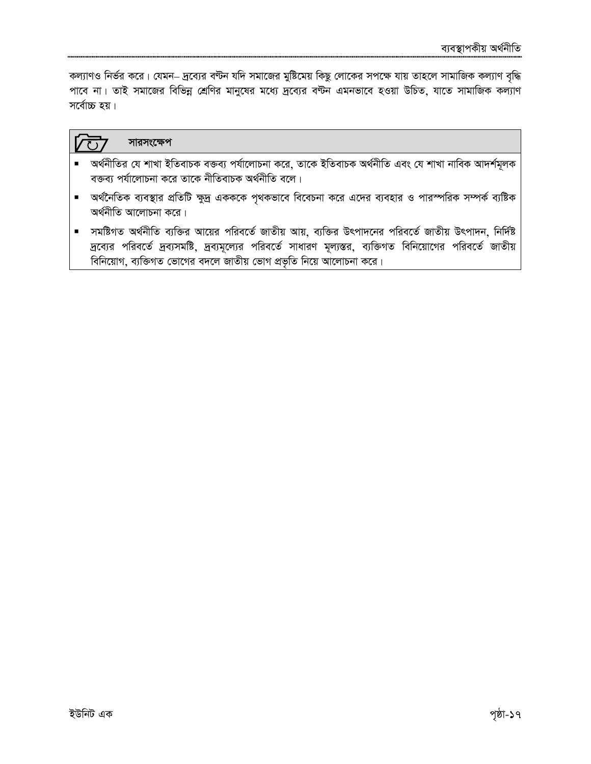কল্যাণও নির্ভর করে। যেমন– দ্রব্যের বন্টন যদি সমাজের মুষ্টিমেয় কিছু লোকের সপক্ষে যায় তাহলে সামাজিক কল্যাণ বৃদ্ধি পাবে না। তাই সমাজের বিভিন্ন শ্রেণির মানুষের মধ্যে দ্রব্যের বন্টন এমনভাবে হওয়া উচিত, যাতে সামাজিক কল্যাণ সর্বোচ্চ হয়।

## সারসংক্ষেপ

- অর্থনীতির যে শাখা ইতিবাচক বক্তব্য পর্যালোচনা করে, তাকে ইতিবাচক অর্থনীতি এবং যে শাখা নাবিক আদর্শমূলক বক্তব্য পর্যালোচনা করে তাকে নীতিবাচক অর্থনীতি বলে।
- অর্থনৈতিক ব্যবস্থার প্রতিটি ক্ষুদ্র একককে পৃথকভাবে বিবেচনা করে এদের ব্যবহার ও পারস্পরিক সম্পর্ক ব্যষ্টিক অর্থনীতি আলোচনা করে।
- সমষ্টিগত অর্থনীতি ব্যক্তির আয়ের পরিবর্তে জাতীয় আয়, ব্যক্তির উৎপাদনের পরিবর্তে জাতীয় উৎপাদন, নির্দিষ্ট দ্রব্যের পরিবর্তে দ্রব্যসমষ্টি, দ্রব্যমূল্যের পরিবর্তে সাধারণ মূল্যস্তর, ব্যক্তিগত বিনিয়োগের পরিবর্তে জাতীয় বিনিয়োগ, ব্যক্তিগত ভোগের বদলে জাতীয় ভোগ প্রভৃতি নিয়ে আলোচনা করে।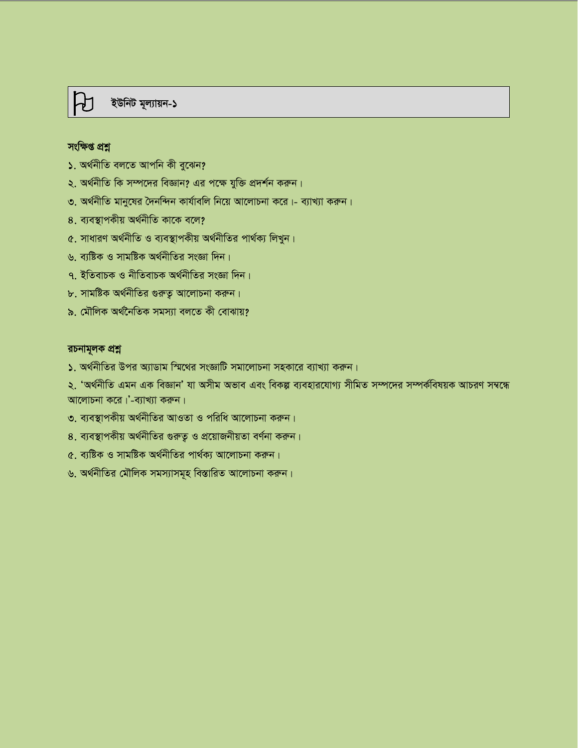## ইউনিট মূল্যায়ন-১

**সংক্ষিপ্ত প্রশ্ন**

১. অর্থনীতি বলতে আপনি কী বুঝেন?

২. অর্থনীতি কি সম্পদের বিজ্ঞান? এর পক্ষে যুক্তি প্রদর্শন করুন।

৩. অর্থনীতি মানুষের দৈনন্দিন কার্যাবলি নিয়ে আলোচনা করে।- ব্যাখ্যা করুন।

৪. ব্যবস্থাপকীয় অর্থনীতি কাকে বলে?

৫. সাধারণ অর্থনীতি ও ব্যবস্থাপকীয় অর্থনীতির পার্থক্য লিখুন।

৬. ব্যষ্টিক ও সামষ্টিক অর্থনীতির সংজ্ঞা দিন।

৭. ইতিবাচক ও নীতিবাচক অর্থনীতির সংজ্ঞা দিন।

৮. সামষ্টিক অর্থনীতির গুরুত্ব আলোচনা করুন।

৯. মৌলিক অর্থনৈতিক সমস্যা বলতে কী বোঝায়?

**রচনামূলক প্রশ্ন**

১. অর্থনীতির উপর অ্যাডাম স্মিথের সংজ্ঞাটি সমালোচনা সহকারে ব্যাখ্যা করুন।

২. 'অর্থনীতি এমন এক বিজ্ঞান' যা অসীম অভাব এবং বিকল্প ব্যবহারযোগ্য সীমিত সম্পদের সম্পর্কবিষয়ক আচরণ সম্বন্ধে আলোচনা করে।'-ব্যাখ্যা করুন।

৩. ব্যবস্থাপকীয় অর্থনীতির আওতা ও পরিধি আলোচনা করুন।

৪. ব্যবস্থাপকীয় অর্থনীতির গুরুত্ব ও প্রয়োজনীয়তা বর্ণনা করুন।

৫. ব্যষ্টিক ও সামষ্টিক অর্থনীতির পার্থক্য আলোচনা করুন।

৬. অর্থনীতির মৌলিক সমস্যাসমূহ বিস্তারিত আলোচনা করুন।